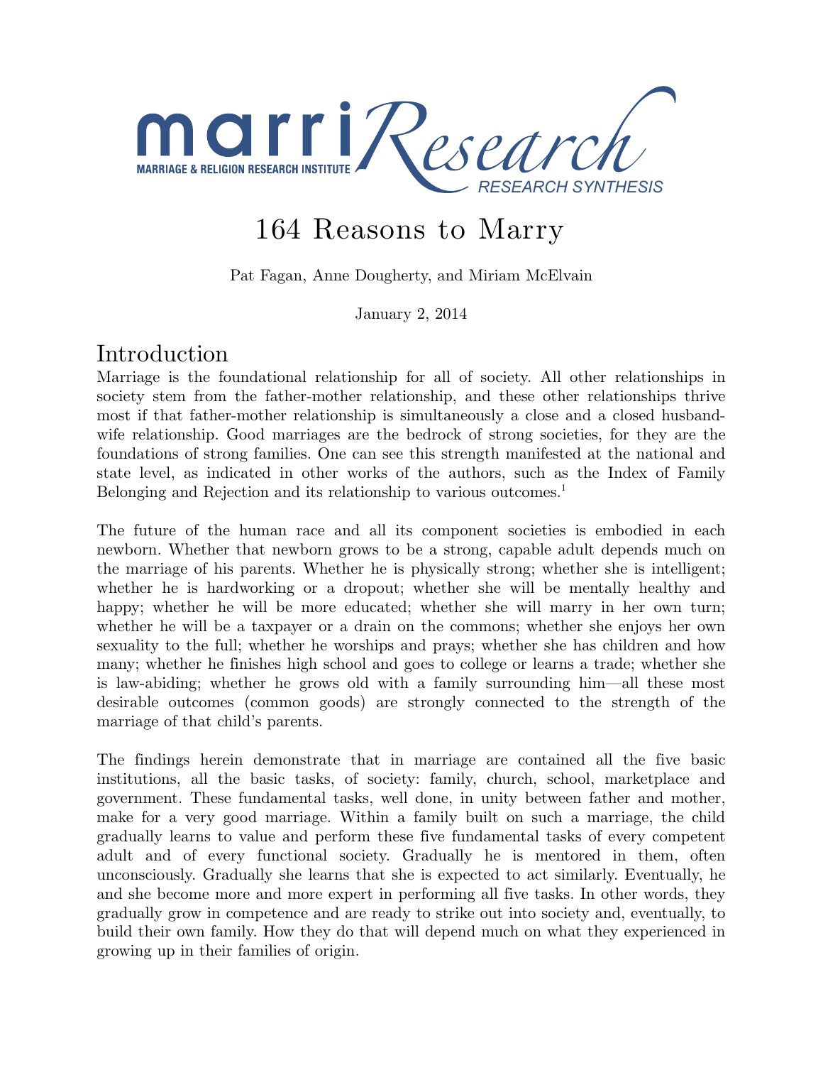marri Research

MARRIAGE & RELIGION RESEARCH INSTITUTE

RESEARCH SYNTHESIS

# 164 Reasons to Marry

Pat Fagan, Anne Dougherty, and Miriam McElvain

January 2, 2014

## Introduction

Marriage is the foundational relationship for all of society. All other relationships in society stem from the father-mother relationship, and these other relationships thrive most if that father-mother relationship is simultaneously a close and a closed husband-wife relationship. Good marriages are the bedrock of strong societies, for they are the foundations of strong families. One can see this strength manifested at the national and state level, as indicated in other works of the authors, such as the Index of Family Belonging and Rejection and its relationship to various outcomes.[1]

The future of the human race and all its component societies is embodied in each newborn. Whether that newborn grows to be a strong, capable adult depends much on the marriage of his parents. Whether he is physically strong; whether she is intelligent; whether he is hardworking or a dropout; whether she will be mentally healthy and happy; whether he will be more educated; whether she will marry in her own turn; whether he will be a taxpayer or a drain on the commons; whether she enjoys her own sexuality to the full; whether he worships and prays; whether she has children and how many; whether he finishes high school and goes to college or learns a trade; whether she is law-abiding; whether he grows old with a family surrounding him—all these most desirable outcomes (common goods) are strongly connected to the strength of the marriage of that child's parents.

The findings herein demonstrate that in marriage are contained all the five basic institutions, all the basic tasks, of society: family, church, school, marketplace and government. These fundamental tasks, well done, in unity between father and mother, make for a very good marriage. Within a family built on such a marriage, the child gradually learns to value and perform these five fundamental tasks of every competent adult and of every functional society. Gradually he is mentored in them, often unconsciously. Gradually she learns that she is expected to act similarly. Eventually, he and she become more and more expert in performing all five tasks. In other words, they gradually grow in competence and are ready to strike out into society and, eventually, to build their own family. How they do that will depend much on what they experienced in growing up in their families of origin.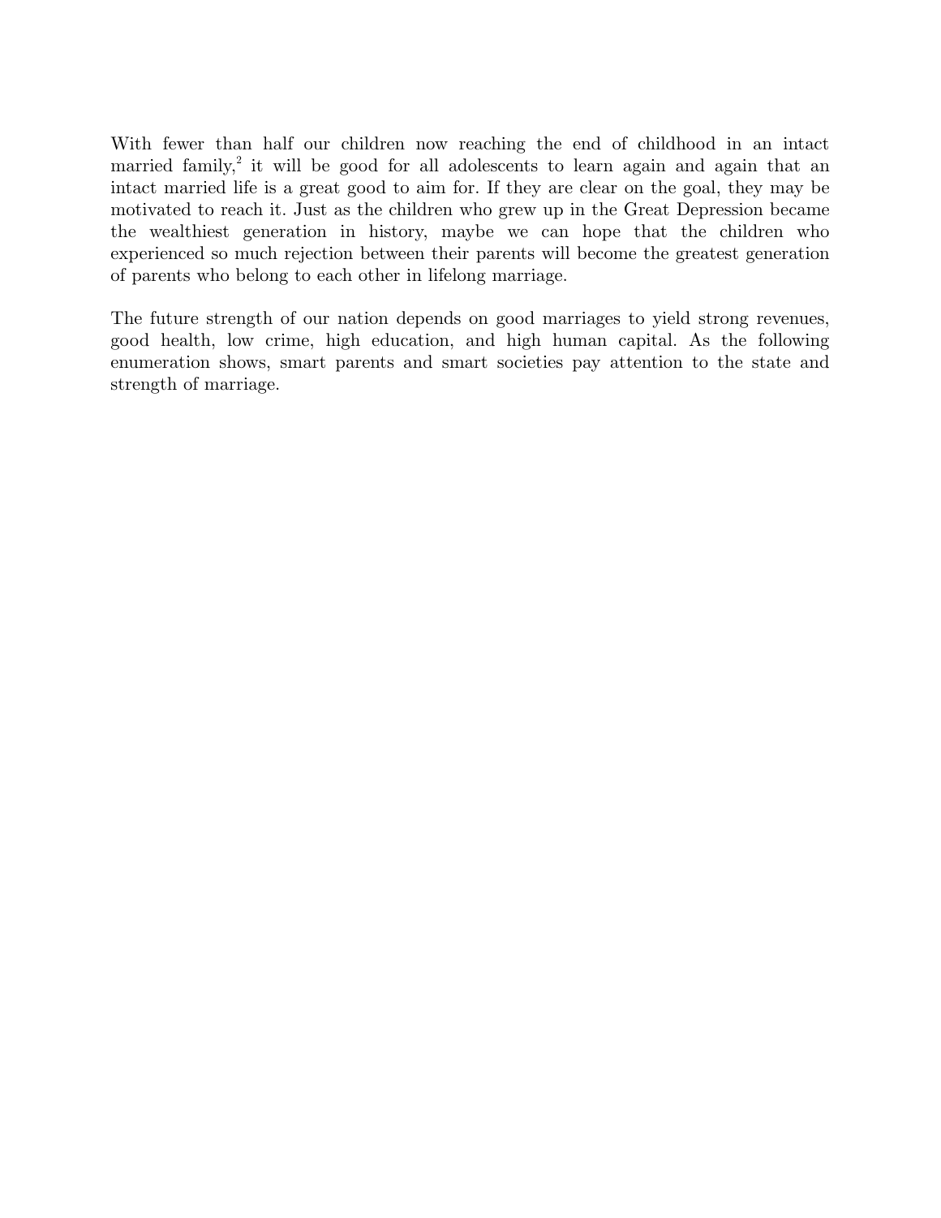With fewer than half our children now reaching the end of childhood in an intact married family,[2] it will be good for all adolescents to learn again and again that an intact married life is a great good to aim for. If they are clear on the goal, they may be motivated to reach it. Just as the children who grew up in the Great Depression became the wealthiest generation in history, maybe we can hope that the children who experienced so much rejection between their parents will become the greatest generation of parents who belong to each other in lifelong marriage.

The future strength of our nation depends on good marriages to yield strong revenues, good health, low crime, high education, and high human capital. As the following enumeration shows, smart parents and smart societies pay attention to the state and strength of marriage.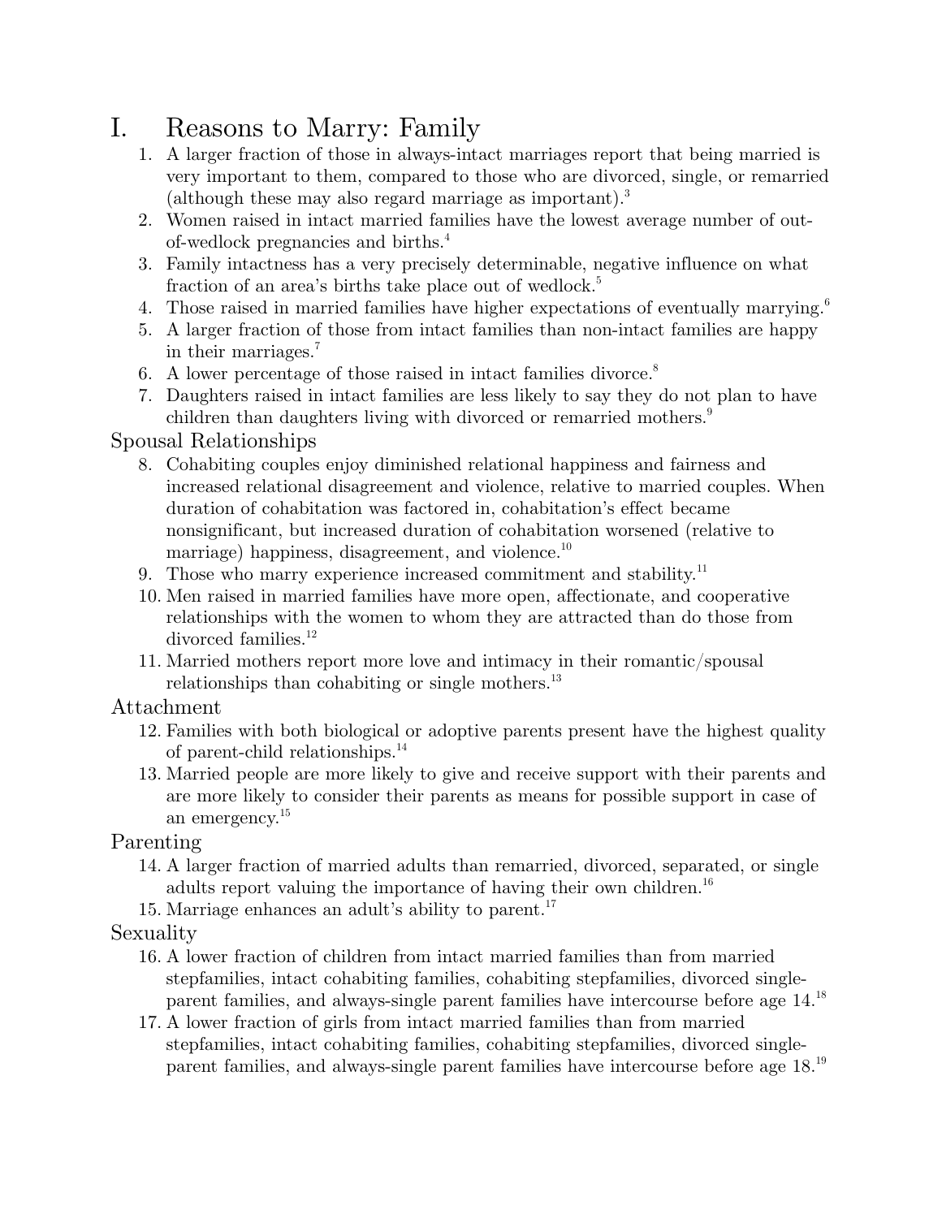# I. Reasons to Marry: Family

1. A larger fraction of those in always-intact marriages report that being married is very important to them, compared to those who are divorced, single, or remarried (although these may also regard marriage as important).[3]
2. Women raised in intact married families have the lowest average number of out-of-wedlock pregnancies and births.[4]
3. Family intactness has a very precisely determinable, negative influence on what fraction of an area's births take place out of wedlock.[5]
4. Those raised in married families have higher expectations of eventually marrying.[6]
5. A larger fraction of those from intact families than non-intact families are happy in their marriages.[7]
6. A lower percentage of those raised in intact families divorce.[8]
7. Daughters raised in intact families are less likely to say they do not plan to have children than daughters living with divorced or remarried mothers.[9]

## Spousal Relationships

8. Cohabiting couples enjoy diminished relational happiness and fairness and increased relational disagreement and violence, relative to married couples. When duration of cohabitation was factored in, cohabitation's effect became nonsignificant, but increased duration of cohabitation worsened (relative to marriage) happiness, disagreement, and violence.[10]
9. Those who marry experience increased commitment and stability.[11]
10. Men raised in married families have more open, affectionate, and cooperative relationships with the women to whom they are attracted than do those from divorced families.[12]
11. Married mothers report more love and intimacy in their romantic/spousal relationships than cohabiting or single mothers.[13]

## Attachment

12. Families with both biological or adoptive parents present have the highest quality of parent-child relationships.[14]
13. Married people are more likely to give and receive support with their parents and are more likely to consider their parents as means for possible support in case of an emergency.[15]

## Parenting

14. A larger fraction of married adults than remarried, divorced, separated, or single adults report valuing the importance of having their own children.[16]
15. Marriage enhances an adult's ability to parent.[17]

## Sexuality

16. A lower fraction of children from intact married families than from married stepfamilies, intact cohabiting families, cohabiting stepfamilies, divorced single-parent families, and always-single parent families have intercourse before age 14.[18]
17. A lower fraction of girls from intact married families than from married stepfamilies, intact cohabiting families, cohabiting stepfamilies, divorced single-parent families, and always-single parent families have intercourse before age 18.[19]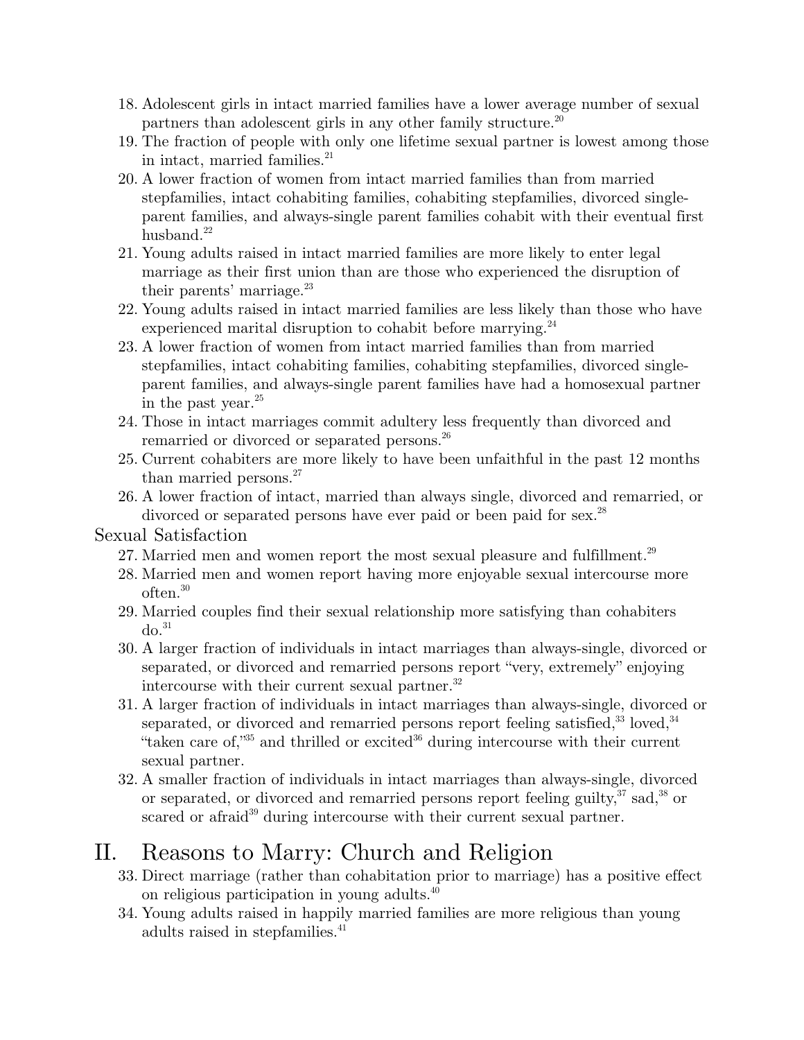18. Adolescent girls in intact married families have a lower average number of sexual partners than adolescent girls in any other family structure.[20]
19. The fraction of people with only one lifetime sexual partner is lowest among those in intact, married families.[21]
20. A lower fraction of women from intact married families than from married stepfamilies, intact cohabiting families, cohabiting stepfamilies, divorced single-parent families, and always-single parent families cohabit with their eventual first husband.[22]
21. Young adults raised in intact married families are more likely to enter legal marriage as their first union than are those who experienced the disruption of their parents' marriage.[23]
22. Young adults raised in intact married families are less likely than those who have experienced marital disruption to cohabit before marrying.[24]
23. A lower fraction of women from intact married families than from married stepfamilies, intact cohabiting families, cohabiting stepfamilies, divorced single-parent families, and always-single parent families have had a homosexual partner in the past year.[25]
24. Those in intact marriages commit adultery less frequently than divorced and remarried or divorced or separated persons.[26]
25. Current cohabiters are more likely to have been unfaithful in the past 12 months than married persons.[27]
26. A lower fraction of intact, married than always single, divorced and remarried, or divorced or separated persons have ever paid or been paid for sex.[28]

### Sexual Satisfaction

27. Married men and women report the most sexual pleasure and fulfillment.[29]
28. Married men and women report having more enjoyable sexual intercourse more often.[30]
29. Married couples find their sexual relationship more satisfying than cohabiters do.[31]
30. A larger fraction of individuals in intact marriages than always-single, divorced or separated, or divorced and remarried persons report "very, extremely" enjoying intercourse with their current sexual partner.[32]
31. A larger fraction of individuals in intact marriages than always-single, divorced or separated, or divorced and remarried persons report feeling satisfied,[33] loved,[34] "taken care of,"[35] and thrilled or excited[36] during intercourse with their current sexual partner.
32. A smaller fraction of individuals in intact marriages than always-single, divorced or separated, or divorced and remarried persons report feeling guilty,[37] sad,[38] or scared or afraid[39] during intercourse with their current sexual partner.

## II. Reasons to Marry: Church and Religion

33. Direct marriage (rather than cohabitation prior to marriage) has a positive effect on religious participation in young adults.[40]
34. Young adults raised in happily married families are more religious than young adults raised in stepfamilies.[41]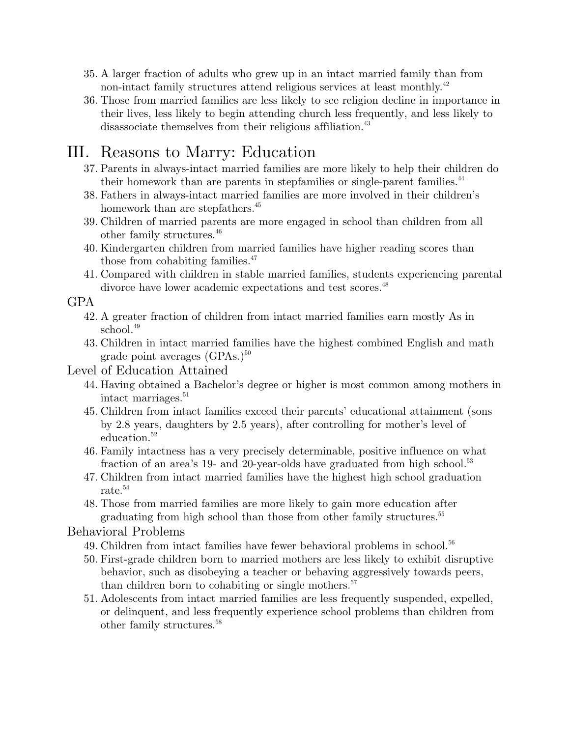35. A larger fraction of adults who grew up in an intact married family than from non-intact family structures attend religious services at least monthly.[42]
36. Those from married families are less likely to see religion decline in importance in their lives, less likely to begin attending church less frequently, and less likely to disassociate themselves from their religious affiliation.[43]

# III. Reasons to Marry: Education

37. Parents in always-intact married families are more likely to help their children do their homework than are parents in stepfamilies or single-parent families.[44]
38. Fathers in always-intact married families are more involved in their children's homework than are stepfathers.[45]
39. Children of married parents are more engaged in school than children from all other family structures.[46]
40. Kindergarten children from married families have higher reading scores than those from cohabiting families.[47]
41. Compared with children in stable married families, students experiencing parental divorce have lower academic expectations and test scores.[48]

GPA

42. A greater fraction of children from intact married families earn mostly As in school.[49]
43. Children in intact married families have the highest combined English and math grade point averages (GPAs.)[50]

Level of Education Attained

44. Having obtained a Bachelor's degree or higher is most common among mothers in intact marriages.[51]
45. Children from intact families exceed their parents' educational attainment (sons by 2.8 years, daughters by 2.5 years), after controlling for mother's level of education.[52]
46. Family intactness has a very precisely determinable, positive influence on what fraction of an area's 19- and 20-year-olds have graduated from high school.[53]
47. Children from intact married families have the highest high school graduation rate.[54]
48. Those from married families are more likely to gain more education after graduating from high school than those from other family structures.[55]

Behavioral Problems

49. Children from intact families have fewer behavioral problems in school.[56]
50. First-grade children born to married mothers are less likely to exhibit disruptive behavior, such as disobeying a teacher or behaving aggressively towards peers, than children born to cohabiting or single mothers.[57]
51. Adolescents from intact married families are less frequently suspended, expelled, or delinquent, and less frequently experience school problems than children from other family structures.[58]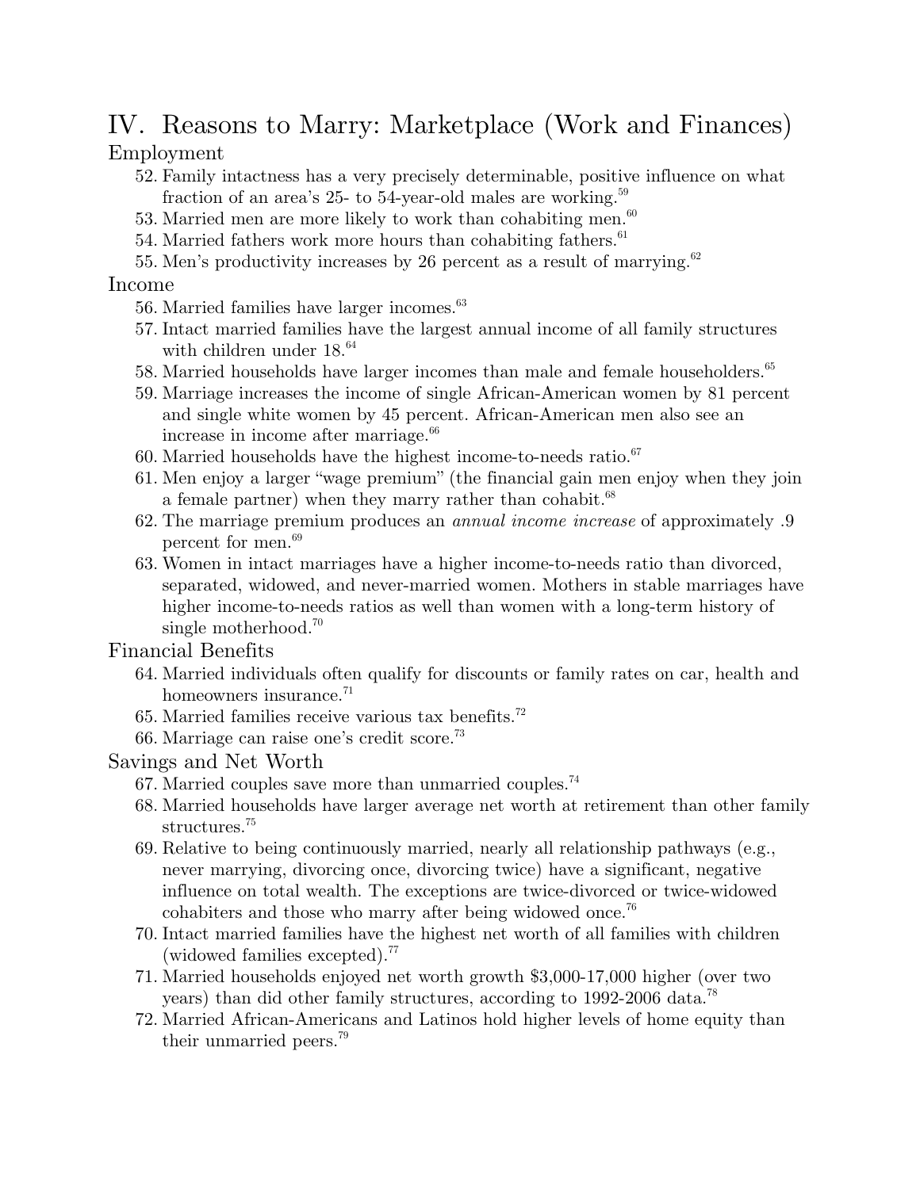# IV. Reasons to Marry: Marketplace (Work and Finances)

## Employment

52. Family intactness has a very precisely determinable, positive influence on what fraction of an area's 25- to 54-year-old males are working.[59]
53. Married men are more likely to work than cohabiting men.[60]
54. Married fathers work more hours than cohabiting fathers.[61]
55. Men's productivity increases by 26 percent as a result of marrying.[62]

## Income

56. Married families have larger incomes.[63]
57. Intact married families have the largest annual income of all family structures with children under 18.[64]
58. Married households have larger incomes than male and female householders.[65]
59. Marriage increases the income of single African-American women by 81 percent and single white women by 45 percent. African-American men also see an increase in income after marriage.[66]
60. Married households have the highest income-to-needs ratio.[67]
61. Men enjoy a larger "wage premium" (the financial gain men enjoy when they join a female partner) when they marry rather than cohabit.[68]
62. The marriage premium produces an *annual income increase* of approximately .9 percent for men.[69]
63. Women in intact marriages have a higher income-to-needs ratio than divorced, separated, widowed, and never-married women. Mothers in stable marriages have higher income-to-needs ratios as well than women with a long-term history of single motherhood.[70]

## Financial Benefits

64. Married individuals often qualify for discounts or family rates on car, health and homeowners insurance.[71]
65. Married families receive various tax benefits.[72]
66. Marriage can raise one's credit score.[73]

## Savings and Net Worth

67. Married couples save more than unmarried couples.[74]
68. Married households have larger average net worth at retirement than other family structures.[75]
69. Relative to being continuously married, nearly all relationship pathways (e.g., never marrying, divorcing once, divorcing twice) have a significant, negative influence on total wealth. The exceptions are twice-divorced or twice-widowed cohabiters and those who marry after being widowed once.[76]
70. Intact married families have the highest net worth of all families with children (widowed families excepted).[77]
71. Married households enjoyed net worth growth $3,000-17,000 higher (over two years) than did other family structures, according to 1992-2006 data.[78]
72. Married African-Americans and Latinos hold higher levels of home equity than their unmarried peers.[79]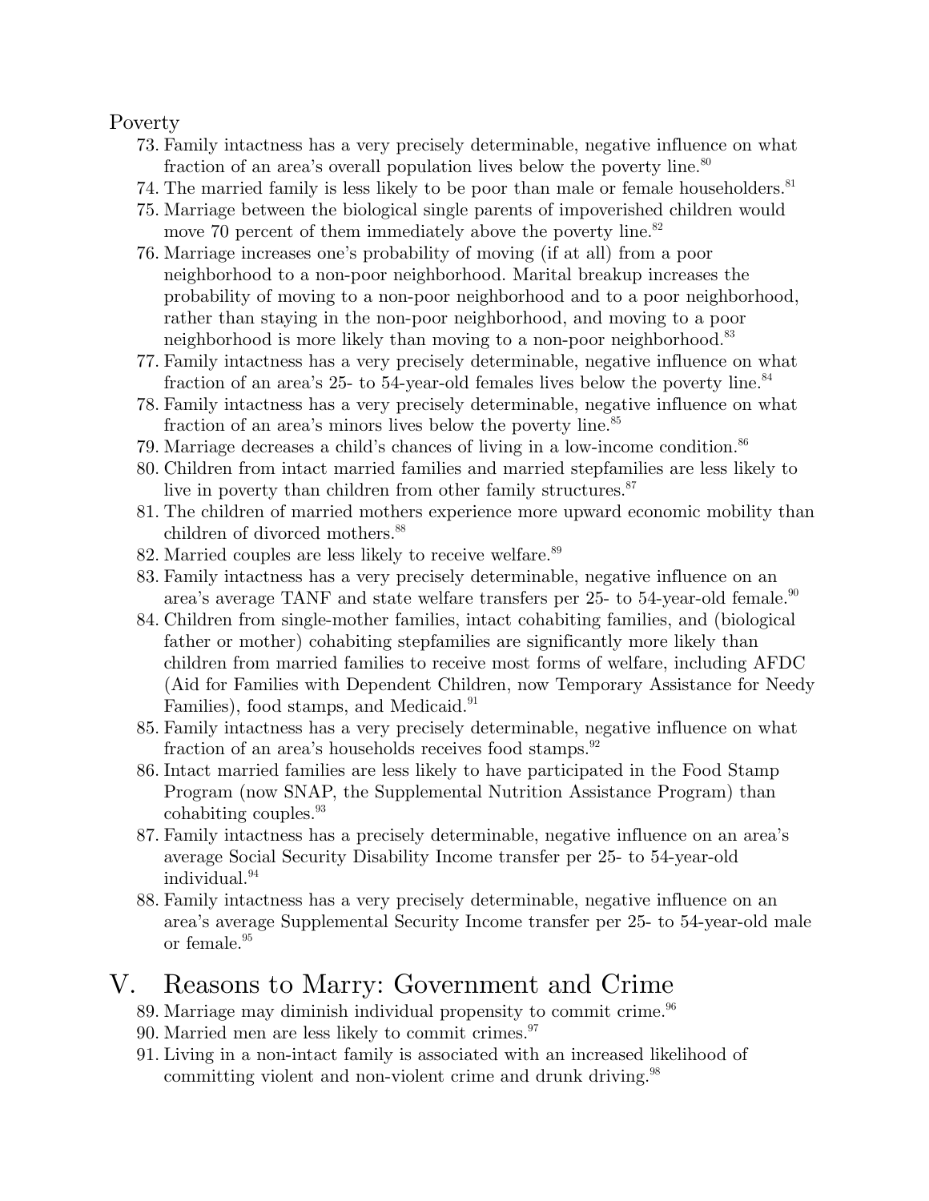Poverty

73. Family intactness has a very precisely determinable, negative influence on what fraction of an area's overall population lives below the poverty line.[80]
74. The married family is less likely to be poor than male or female householders.[81]
75. Marriage between the biological single parents of impoverished children would move 70 percent of them immediately above the poverty line.[82]
76. Marriage increases one's probability of moving (if at all) from a poor neighborhood to a non-poor neighborhood. Marital breakup increases the probability of moving to a non-poor neighborhood and to a poor neighborhood, rather than staying in the non-poor neighborhood, and moving to a poor neighborhood is more likely than moving to a non-poor neighborhood.[83]
77. Family intactness has a very precisely determinable, negative influence on what fraction of an area's 25- to 54-year-old females lives below the poverty line.[84]
78. Family intactness has a very precisely determinable, negative influence on what fraction of an area's minors lives below the poverty line.[85]
79. Marriage decreases a child's chances of living in a low-income condition.[86]
80. Children from intact married families and married stepfamilies are less likely to live in poverty than children from other family structures.[87]
81. The children of married mothers experience more upward economic mobility than children of divorced mothers.[88]
82. Married couples are less likely to receive welfare.[89]
83. Family intactness has a very precisely determinable, negative influence on an area's average TANF and state welfare transfers per 25- to 54-year-old female.[90]
84. Children from single-mother families, intact cohabiting families, and (biological father or mother) cohabiting stepfamilies are significantly more likely than children from married families to receive most forms of welfare, including AFDC (Aid for Families with Dependent Children, now Temporary Assistance for Needy Families), food stamps, and Medicaid.[91]
85. Family intactness has a very precisely determinable, negative influence on what fraction of an area's households receives food stamps.[92]
86. Intact married families are less likely to have participated in the Food Stamp Program (now SNAP, the Supplemental Nutrition Assistance Program) than cohabiting couples.[93]
87. Family intactness has a precisely determinable, negative influence on an area's average Social Security Disability Income transfer per 25- to 54-year-old individual.[94]
88. Family intactness has a very precisely determinable, negative influence on an area's average Supplemental Security Income transfer per 25- to 54-year-old male or female.[95]

# V. Reasons to Marry: Government and Crime

89. Marriage may diminish individual propensity to commit crime.[96]
90. Married men are less likely to commit crimes.[97]
91. Living in a non-intact family is associated with an increased likelihood of committing violent and non-violent crime and drunk driving.[98]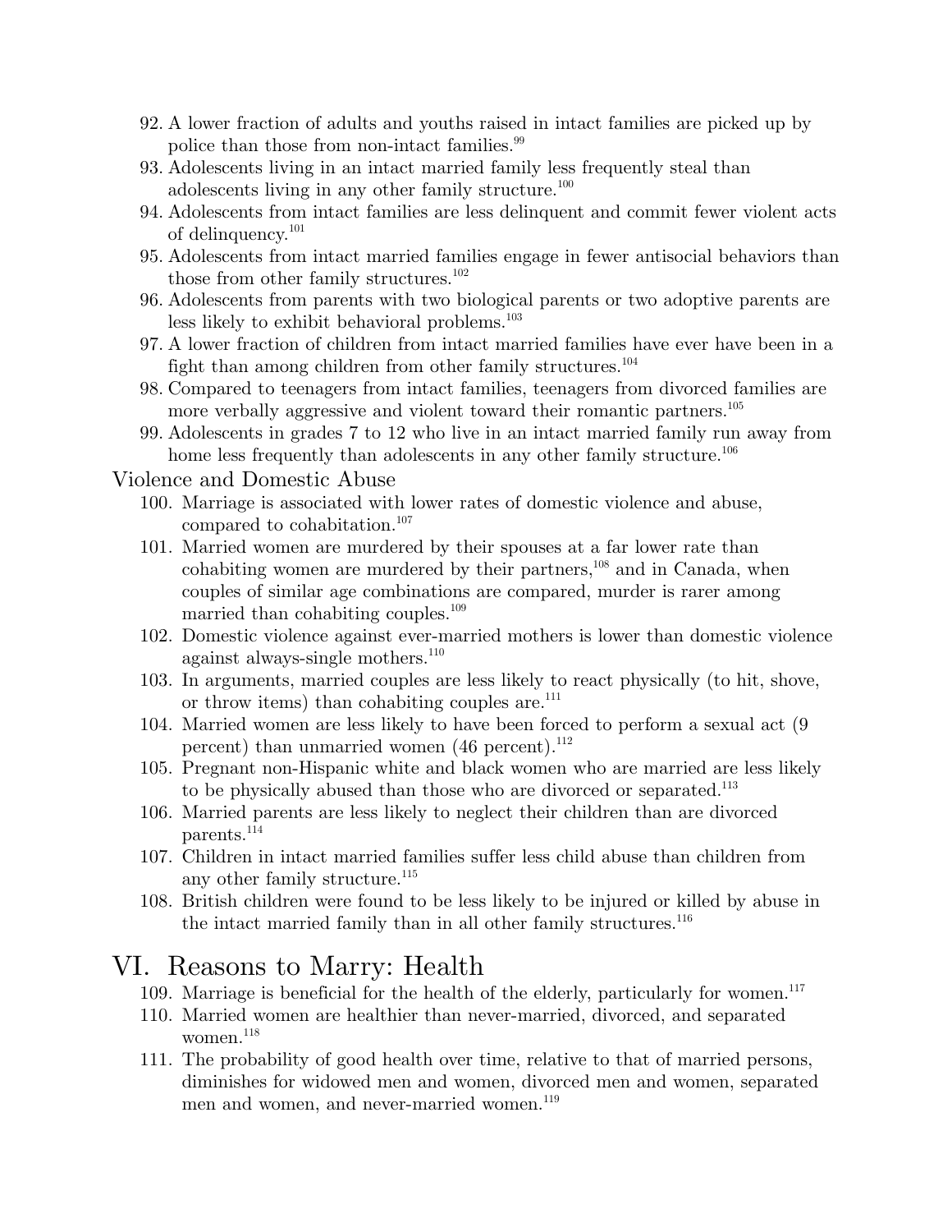92. A lower fraction of adults and youths raised in intact families are picked up by police than those from non-intact families.[99]
93. Adolescents living in an intact married family less frequently steal than adolescents living in any other family structure.[100]
94. Adolescents from intact families are less delinquent and commit fewer violent acts of delinquency.[101]
95. Adolescents from intact married families engage in fewer antisocial behaviors than those from other family structures.[102]
96. Adolescents from parents with two biological parents or two adoptive parents are less likely to exhibit behavioral problems.[103]
97. A lower fraction of children from intact married families have ever have been in a fight than among children from other family structures.[104]
98. Compared to teenagers from intact families, teenagers from divorced families are more verbally aggressive and violent toward their romantic partners.[105]
99. Adolescents in grades 7 to 12 who live in an intact married family run away from home less frequently than adolescents in any other family structure.[106]

### Violence and Domestic Abuse

100. Marriage is associated with lower rates of domestic violence and abuse, compared to cohabitation.[107]
101. Married women are murdered by their spouses at a far lower rate than cohabiting women are murdered by their partners,[108] and in Canada, when couples of similar age combinations are compared, murder is rarer among married than cohabiting couples.[109]
102. Domestic violence against ever-married mothers is lower than domestic violence against always-single mothers.[110]
103. In arguments, married couples are less likely to react physically (to hit, shove, or throw items) than cohabiting couples are.[111]
104. Married women are less likely to have been forced to perform a sexual act (9 percent) than unmarried women (46 percent).[112]
105. Pregnant non-Hispanic white and black women who are married are less likely to be physically abused than those who are divorced or separated.[113]
106. Married parents are less likely to neglect their children than are divorced parents.[114]
107. Children in intact married families suffer less child abuse than children from any other family structure.[115]
108. British children were found to be less likely to be injured or killed by abuse in the intact married family than in all other family structures.[116]

# VI. Reasons to Marry: Health

109. Marriage is beneficial for the health of the elderly, particularly for women.[117]
110. Married women are healthier than never-married, divorced, and separated women.[118]
111. The probability of good health over time, relative to that of married persons, diminishes for widowed men and women, divorced men and women, separated men and women, and never-married women.[119]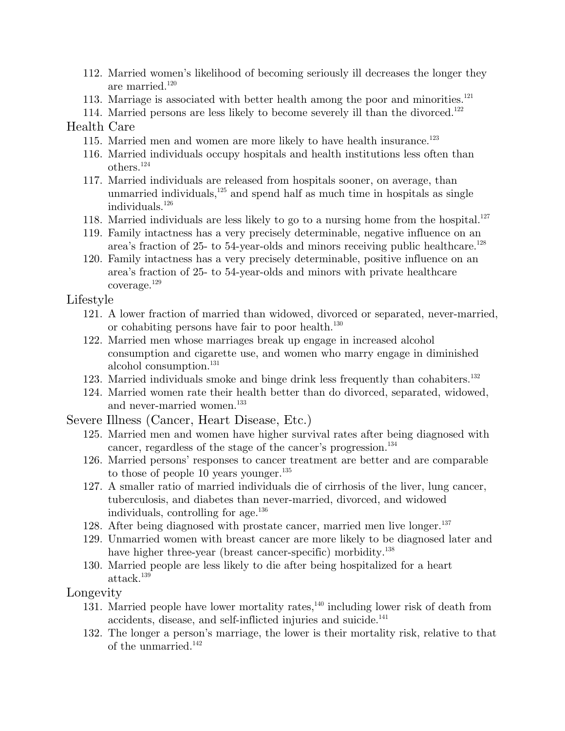112. Married women's likelihood of becoming seriously ill decreases the longer they are married.[120]
113. Marriage is associated with better health among the poor and minorities.[121]
114. Married persons are less likely to become severely ill than the divorced.[122]

## Health Care

115. Married men and women are more likely to have health insurance.[123]
116. Married individuals occupy hospitals and health institutions less often than others.[124]
117. Married individuals are released from hospitals sooner, on average, than unmarried individuals,[125] and spend half as much time in hospitals as single individuals.[126]
118. Married individuals are less likely to go to a nursing home from the hospital.[127]
119. Family intactness has a very precisely determinable, negative influence on an area's fraction of 25- to 54-year-olds and minors receiving public healthcare.[128]
120. Family intactness has a very precisely determinable, positive influence on an area's fraction of 25- to 54-year-olds and minors with private healthcare coverage.[129]

## Lifestyle

121. A lower fraction of married than widowed, divorced or separated, never-married, or cohabiting persons have fair to poor health.[130]
122. Married men whose marriages break up engage in increased alcohol consumption and cigarette use, and women who marry engage in diminished alcohol consumption.[131]
123. Married individuals smoke and binge drink less frequently than cohabiters.[132]
124. Married women rate their health better than do divorced, separated, widowed, and never-married women.[133]

## Severe Illness (Cancer, Heart Disease, Etc.)

125. Married men and women have higher survival rates after being diagnosed with cancer, regardless of the stage of the cancer's progression.[134]
126. Married persons' responses to cancer treatment are better and are comparable to those of people 10 years younger.[135]
127. A smaller ratio of married individuals die of cirrhosis of the liver, lung cancer, tuberculosis, and diabetes than never-married, divorced, and widowed individuals, controlling for age.[136]
128. After being diagnosed with prostate cancer, married men live longer.[137]
129. Unmarried women with breast cancer are more likely to be diagnosed later and have higher three-year (breast cancer-specific) morbidity.[138]
130. Married people are less likely to die after being hospitalized for a heart attack.[139]

## Longevity

131. Married people have lower mortality rates,[140] including lower risk of death from accidents, disease, and self-inflicted injuries and suicide.[141]
132. The longer a person's marriage, the lower is their mortality risk, relative to that of the unmarried.[142]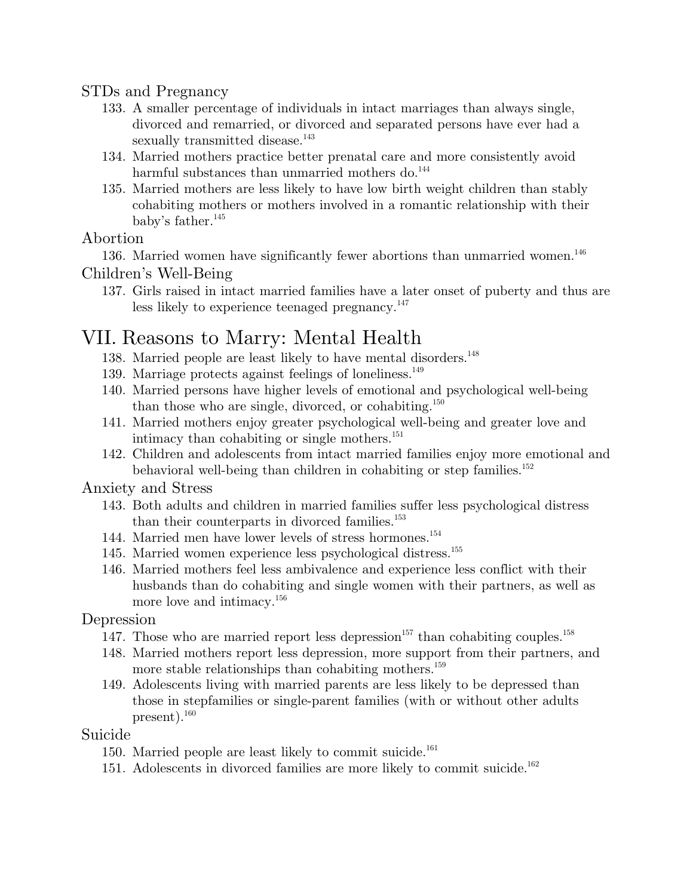### STDs and Pregnancy

133. A smaller percentage of individuals in intact marriages than always single, divorced and remarried, or divorced and separated persons have ever had a sexually transmitted disease.[143]
134. Married mothers practice better prenatal care and more consistently avoid harmful substances than unmarried mothers do.[144]
135. Married mothers are less likely to have low birth weight children than stably cohabiting mothers or mothers involved in a romantic relationship with their baby's father.[145]

### Abortion

136. Married women have significantly fewer abortions than unmarried women.[146]

### Children's Well-Being

137. Girls raised in intact married families have a later onset of puberty and thus are less likely to experience teenaged pregnancy.[147]

## VII. Reasons to Marry: Mental Health

138. Married people are least likely to have mental disorders.[148]
139. Marriage protects against feelings of loneliness.[149]
140. Married persons have higher levels of emotional and psychological well-being than those who are single, divorced, or cohabiting.[150]
141. Married mothers enjoy greater psychological well-being and greater love and intimacy than cohabiting or single mothers.[151]
142. Children and adolescents from intact married families enjoy more emotional and behavioral well-being than children in cohabiting or step families.[152]

### Anxiety and Stress

143. Both adults and children in married families suffer less psychological distress than their counterparts in divorced families.[153]
144. Married men have lower levels of stress hormones.[154]
145. Married women experience less psychological distress.[155]
146. Married mothers feel less ambivalence and experience less conflict with their husbands than do cohabiting and single women with their partners, as well as more love and intimacy.[156]

### Depression

147. Those who are married report less depression[157] than cohabiting couples.[158]
148. Married mothers report less depression, more support from their partners, and more stable relationships than cohabiting mothers.[159]
149. Adolescents living with married parents are less likely to be depressed than those in stepfamilies or single-parent families (with or without other adults present).[160]

### Suicide

150. Married people are least likely to commit suicide.[161]
151. Adolescents in divorced families are more likely to commit suicide.[162]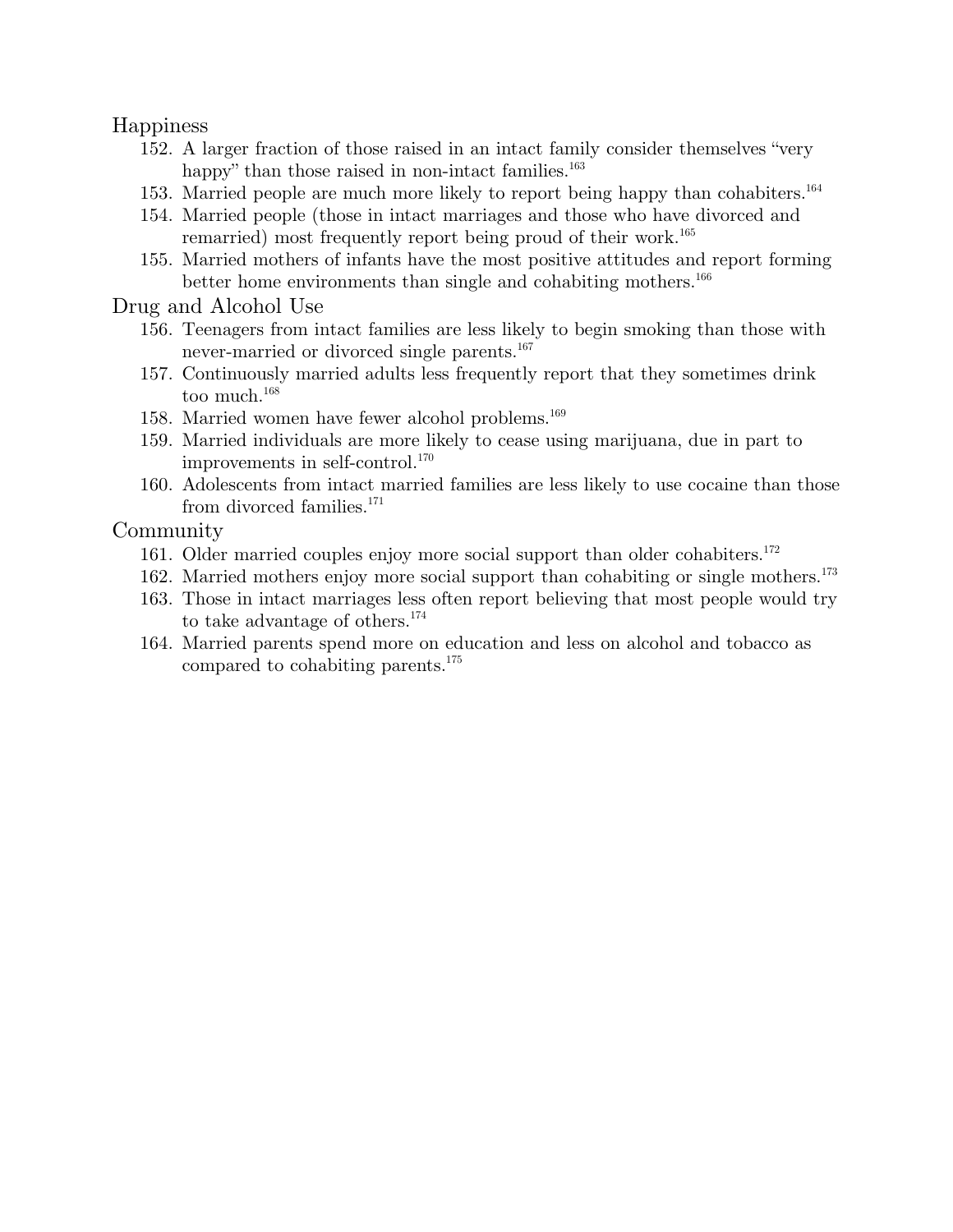## Happiness

152. A larger fraction of those raised in an intact family consider themselves "very happy" than those raised in non-intact families.[163]
153. Married people are much more likely to report being happy than cohabiters.[164]
154. Married people (those in intact marriages and those who have divorced and remarried) most frequently report being proud of their work.[165]
155. Married mothers of infants have the most positive attitudes and report forming better home environments than single and cohabiting mothers.[166]

## Drug and Alcohol Use

156. Teenagers from intact families are less likely to begin smoking than those with never-married or divorced single parents.[167]
157. Continuously married adults less frequently report that they sometimes drink too much.[168]
158. Married women have fewer alcohol problems.[169]
159. Married individuals are more likely to cease using marijuana, due in part to improvements in self-control.[170]
160. Adolescents from intact married families are less likely to use cocaine than those from divorced families.[171]

## Community

161. Older married couples enjoy more social support than older cohabiters.[172]
162. Married mothers enjoy more social support than cohabiting or single mothers.[173]
163. Those in intact marriages less often report believing that most people would try to take advantage of others.[174]
164. Married parents spend more on education and less on alcohol and tobacco as compared to cohabiting parents.[175]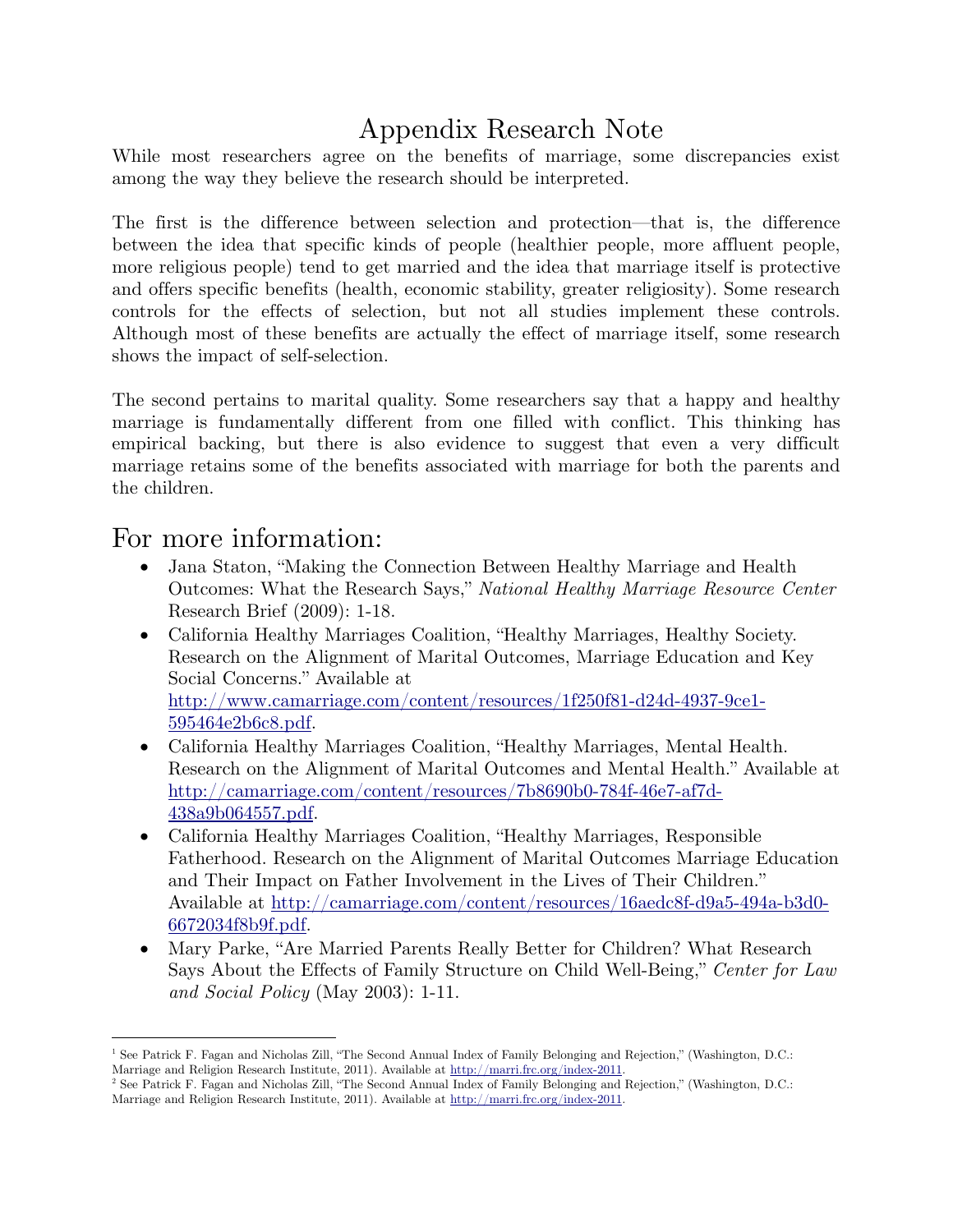# Appendix Research Note

While most researchers agree on the benefits of marriage, some discrepancies exist among the way they believe the research should be interpreted.

The first is the difference between selection and protection—that is, the difference between the idea that specific kinds of people (healthier people, more affluent people, more religious people) tend to get married and the idea that marriage itself is protective and offers specific benefits (health, economic stability, greater religiosity). Some research controls for the effects of selection, but not all studies implement these controls. Although most of these benefits are actually the effect of marriage itself, some research shows the impact of self-selection.

The second pertains to marital quality. Some researchers say that a happy and healthy marriage is fundamentally different from one filled with conflict. This thinking has empirical backing, but there is also evidence to suggest that even a very difficult marriage retains some of the benefits associated with marriage for both the parents and the children.

## For more information:

- Jana Staton, "Making the Connection Between Healthy Marriage and Health Outcomes: What the Research Says," *National Healthy Marriage Resource Center* Research Brief (2009): 1-18.
- California Healthy Marriages Coalition, "Healthy Marriages, Healthy Society. Research on the Alignment of Marital Outcomes, Marriage Education and Key Social Concerns." Available at http://www.camarriage.com/content/resources/1f250f81-d24d-4937-9ce1-595464e2b6c8.pdf.
- California Healthy Marriages Coalition, "Healthy Marriages, Mental Health. Research on the Alignment of Marital Outcomes and Mental Health." Available at http://camarriage.com/content/resources/7b8690b0-784f-46e7-af7d-438a9b064557.pdf.
- California Healthy Marriages Coalition, "Healthy Marriages, Responsible Fatherhood. Research on the Alignment of Marital Outcomes Marriage Education and Their Impact on Father Involvement in the Lives of Their Children." Available at http://camarriage.com/content/resources/16aedc8f-d9a5-494a-b3d0-6672034f8b9f.pdf.
- Mary Parke, "Are Married Parents Really Better for Children? What Research Says About the Effects of Family Structure on Child Well-Being," *Center for Law and Social Policy* (May 2003): 1-11.

---

[1] See Patrick F. Fagan and Nicholas Zill, "The Second Annual Index of Family Belonging and Rejection," (Washington, D.C.: Marriage and Religion Research Institute, 2011). Available at http://marri.frc.org/index-2011.

[2] See Patrick F. Fagan and Nicholas Zill, "The Second Annual Index of Family Belonging and Rejection," (Washington, D.C.: Marriage and Religion Research Institute, 2011). Available at http://marri.frc.org/index-2011.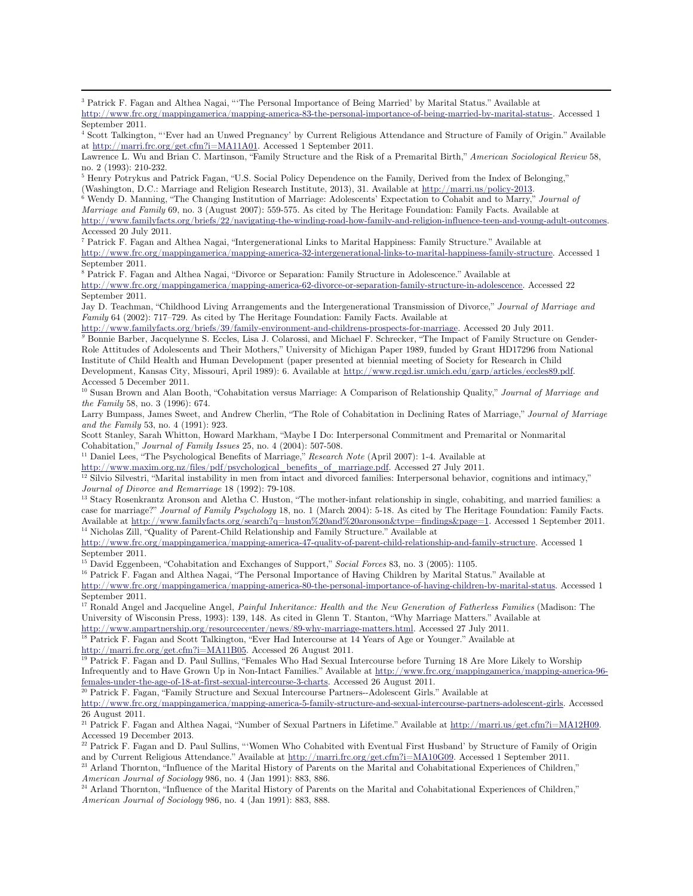[3] Patrick F. Fagan and Althea Nagai, "'The Personal Importance of Being Married' by Marital Status." Available at http://www.frc.org/mappingamerica/mapping-america-83-the-personal-importance-of-being-married-by-marital-status-. Accessed 1 September 2011.

[4] Scott Talkington, "'Ever had an Unwed Pregnancy' by Current Religious Attendance and Structure of Family of Origin." Available at http://marri.frc.org/get.cfm?i=MA11A01. Accessed 1 September 2011.

Lawrence L. Wu and Brian C. Martinson, "Family Structure and the Risk of a Premarital Birth," *American Sociological Review* 58, no. 2 (1993): 210-232.

[5] Henry Potrykus and Patrick Fagan, "U.S. Social Policy Dependence on the Family, Derived from the Index of Belonging," (Washington, D.C.: Marriage and Religion Research Institute, 2013), 31. Available at http://marri.us/policy-2013.

[6] Wendy D. Manning, "The Changing Institution of Marriage: Adolescents' Expectation to Cohabit and to Marry," *Journal of Marriage and Family* 69, no. 3 (August 2007): 559-575. As cited by The Heritage Foundation: Family Facts. Available at http://www.familyfacts.org/briefs/22/navigating-the-winding-road-how-family-and-religion-influence-teen-and-young-adult-outcomes. Accessed 20 July 2011.

[7] Patrick F. Fagan and Althea Nagai, "Intergenerational Links to Marital Happiness: Family Structure." Available at http://www.frc.org/mappingamerica/mapping-america-32-intergenerational-links-to-marital-happiness-family-structure. Accessed 1 September 2011.

[8] Patrick F. Fagan and Althea Nagai, "Divorce or Separation: Family Structure in Adolescence." Available at http://www.frc.org/mappingamerica/mapping-america-62-divorce-or-separation-family-structure-in-adolescence. Accessed 22 September 2011.

Jay D. Teachman, "Childhood Living Arrangements and the Intergenerational Transmission of Divorce," *Journal of Marriage and Family* 64 (2002): 717–729. As cited by The Heritage Foundation: Family Facts. Available at http://www.familyfacts.org/briefs/39/family-environment-and-childrens-prospects-for-marriage. Accessed 20 July 2011.

[9] Bonnie Barber, Jacquelynne S. Eccles, Lisa J. Colarossi, and Michael F. Schrecker, "The Impact of Family Structure on Gender-Role Attitudes of Adolescents and Their Mothers," University of Michigan Paper 1989, funded by Grant HD17296 from National Institute of Child Health and Human Development (paper presented at biennial meeting of Society for Research in Child Development, Kansas City, Missouri, April 1989): 6. Available at http://www.rcgd.isr.umich.edu/garp/articles/eccles89.pdf. Accessed 5 December 2011.

[10] Susan Brown and Alan Booth, "Cohabitation versus Marriage: A Comparison of Relationship Quality," *Journal of Marriage and the Family* 58, no. 3 (1996): 674.

Larry Bumpass, James Sweet, and Andrew Cherlin, "The Role of Cohabitation in Declining Rates of Marriage," *Journal of Marriage and the Family* 53, no. 4 (1991): 923.

Scott Stanley, Sarah Whitton, Howard Markham, "Maybe I Do: Interpersonal Commitment and Premarital or Nonmarital Cohabitation," *Journal of Family Issues* 25, no. 4 (2004): 507-508.

[11] Daniel Lees, "The Psychological Benefits of Marriage," *Research Note* (April 2007): 1-4. Available at http://www.maxim.org.nz/files/pdf/psychological_benefits_of_marriage.pdf. Accessed 27 July 2011.

[12] Silvio Silvestri, "Marital instability in men from intact and divorced families: Interpersonal behavior, cognitions and intimacy," *Journal of Divorce and Remarriage* 18 (1992): 79-108.

[13] Stacy Rosenkrantz Aronson and Aletha C. Huston, "The mother-infant relationship in single, cohabiting, and married families: a case for marriage?" *Journal of Family Psychology* 18, no. 1 (March 2004): 5-18. As cited by The Heritage Foundation: Family Facts. Available at http://www.familyfacts.org/search?q=huston%20and%20aronson&type=findings&page=1. Accessed 1 September 2011.

[14] Nicholas Zill, "Quality of Parent-Child Relationship and Family Structure." Available at http://www.frc.org/mappingamerica/mapping-america-47-quality-of-parent-child-relationship-and-family-structure. Accessed 1 September 2011.

[15] David Eggenbeen, "Cohabitation and Exchanges of Support," *Social Forces* 83, no. 3 (2005): 1105.

[16] Patrick F. Fagan and Althea Nagai, "The Personal Importance of Having Children by Marital Status." Available at http://www.frc.org/mappingamerica/mapping-america-80-the-personal-importance-of-having-children-by-marital-status. Accessed 1 September 2011.

[17] Ronald Angel and Jacqueline Angel, *Painful Inheritance: Health and the New Generation of Fatherless Families* (Madison: The University of Wisconsin Press, 1993): 139, 148. As cited in Glenn T. Stanton, "Why Marriage Matters." Available at http://www.ampartnership.org/resourcecenter/news/89-why-marriage-matters.html. Accessed 27 July 2011.

[18] Patrick F. Fagan and Scott Talkington, "Ever Had Intercourse at 14 Years of Age or Younger." Available at http://marri.frc.org/get.cfm?i=MA11B05. Accessed 26 August 2011.

[19] Patrick F. Fagan and D. Paul Sullins, "Females Who Had Sexual Intercourse before Turning 18 Are More Likely to Worship Infrequently and to Have Grown Up in Non-Intact Families." Available at http://www.frc.org/mappingamerica/mapping-america-96-females-under-the-age-of-18-at-first-sexual-intercourse-3-charts. Accessed 26 August 2011.

[20] Patrick F. Fagan, "Family Structure and Sexual Intercourse Partners--Adolescent Girls." Available at http://www.frc.org/mappingamerica/mapping-america-5-family-structure-and-sexual-intercourse-partners-adolescent-girls. Accessed 26 August 2011.

[21] Patrick F. Fagan and Althea Nagai, "Number of Sexual Partners in Lifetime." Available at http://marri.us/get.cfm?i=MA12H09. Accessed 19 December 2013.

[22] Patrick F. Fagan and D. Paul Sullins, "'Women Who Cohabited with Eventual First Husband' by Structure of Family of Origin and by Current Religious Attendance." Available at http://marri.frc.org/get.cfm?i=MA10G09. Accessed 1 September 2011.

[23] Arland Thornton, "Influence of the Marital History of Parents on the Marital and Cohabitational Experiences of Children," *American Journal of Sociology* 986, no. 4 (Jan 1991): 883, 886.

[24] Arland Thornton, "Influence of the Marital History of Parents on the Marital and Cohabitational Experiences of Children," *American Journal of Sociology* 986, no. 4 (Jan 1991): 883, 888.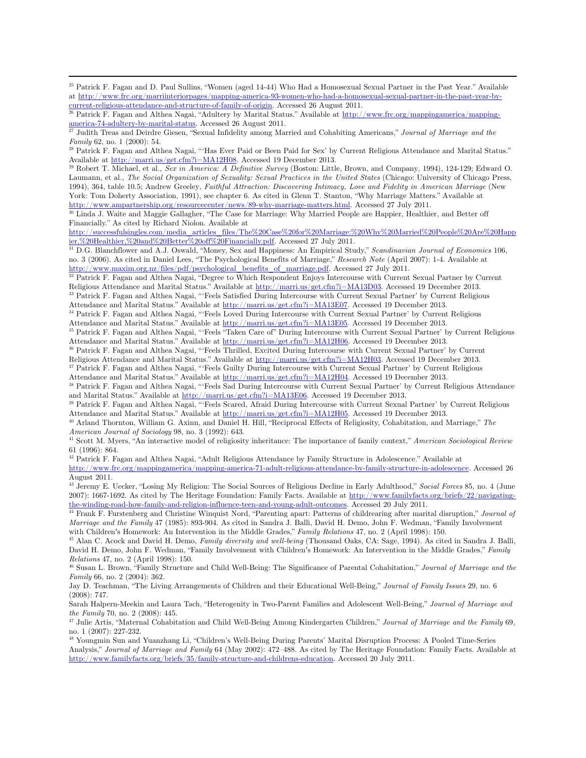[25] Patrick F. Fagan and D. Paul Sullins, "Women (aged 14-44) Who Had a Homosexual Sexual Partner in the Past Year." Available at http://www.frc.org/marriinteriorpages/mapping-america-93-women-who-had-a-homosexual-sexual-partner-in-the-past-year-by-current-religious-attendance-and-structure-of-family-of-origin. Accessed 26 August 2011.

[26] Patrick F. Fagan and Althea Nagai, "Adultery by Marital Status." Available at http://www.frc.org/mappingamerica/mapping-america-74-adultery-by-marital-status. Accessed 26 August 2011.

[27] Judith Treas and Deirdre Giesen, "Sexual Infidelity among Married and Cohabiting Americans," *Journal of Marriage and the Family* 62, no. 1 (2000): 54.

[28] Patrick F. Fagan and Althea Nagai, "'Has Ever Paid or Been Paid for Sex' by Current Religious Attendance and Marital Status." Available at http://marri.us/get.cfm?i=MA12H08. Accessed 19 December 2013.

[29] Robert T. Michael, et al., *Sex in America: A Definitive Survey* (Boston: Little, Brown, and Company, 1994), 124-129; Edward O. Laumann, et al., *The Social Organization of Sexuality: Sexual Practices in the United States* (Chicago: University of Chicago Press, 1994), 364, table 10.5; Andrew Greeley, *Faithful Attraction: Discovering Intimacy, Love and Fidelity in American Marriage* (New York: Tom Doherty Association, 1991), see chapter 6. As cited in Glenn T. Stanton, "Why Marriage Matters." Available at http://www.ampartnership.org/resourcecenter/news/89-why-marriage-matters.html. Accessed 27 July 2011.

[30] Linda J. Waite and Maggie Gallagher, "The Case for Marriage: Why Married People are Happier, Healthier, and Better off Financially." As cited by Richard Niolon. Available at http://successfulsingles.com/media_articles_files/The%20Case%20for%20Marriage:%20Why%20Married%20People%20Are%20Happier,%20Healthier,%20and%20Better%20off%20Financially.pdf. Accessed 27 July 2011.

[31] D.G. Blanchflower and A.J. Oswald, "Money, Sex and Happiness: An Empirical Study," *Scandinavian Journal of Economics* 106, no. 3 (2006). As cited in Daniel Lees, "The Psychological Benefits of Marriage," *Research Note* (April 2007): 1-4. Available at http://www.maxim.org.nz/files/pdf/psychological_benefits_of_marriage.pdf. Accessed 27 July 2011.

[32] Patrick F. Fagan and Althea Nagai, "Degree to Which Respondent Enjoys Intercourse with Current Sexual Partner by Current Religious Attendance and Marital Status." Available at http://marri.us/get.cfm?i=MA13D03. Accessed 19 December 2013.

[33] Patrick F. Fagan and Althea Nagai, "'Feels Satisfied During Intercourse with Current Sexual Partner' by Current Religious Attendance and Marital Status." Available at http://marri.us/get.cfm?i=MA13E07. Accessed 19 December 2013.

[34] Patrick F. Fagan and Althea Nagai, "'Feels Loved During Intercourse with Current Sexual Partner' by Current Religious Attendance and Marital Status." Available at http://marri.us/get.cfm?i=MA13E05. Accessed 19 December 2013.

[35] Patrick F. Fagan and Althea Nagai, "'Feels "Taken Care of" During Intercourse with Current Sexual Partner' by Current Religious Attendance and Marital Status." Available at http://marri.us/get.cfm?i=MA12H06. Accessed 19 December 2013.

[36] Patrick F. Fagan and Althea Nagai, "'Feels Thrilled, Excited During Intercourse with Current Sexual Partner' by Current Religious Attendance and Marital Status." Available at http://marri.us/get.cfm?i=MA12H03. Accessed 19 December 2013.

[37] Patrick F. Fagan and Althea Nagai, "'Feels Guilty During Intercourse with Current Sexual Partner' by Current Religious Attendance and Marital Status." Available at http://marri.us/get.cfm?i=MA12H04. Accessed 19 December 2013.

[38] Patrick F. Fagan and Althea Nagai, "'Feels Sad During Intercourse with Current Sexual Partner' by Current Religious Attendance and Marital Status." Available at http://marri.us/get.cfm?i=MA13E06. Accessed 19 December 2013.

[39] Patrick F. Fagan and Althea Nagai, "'Feels Scared, Afraid During Intercourse with Current Sexual Partner' by Current Religious Attendance and Marital Status." Available at http://marri.us/get.cfm?i=MA12H05. Accessed 19 December 2013.

[40] Arland Thornton, William G. Axinn, and Daniel H. Hill, "Reciprocal Effects of Religiosity, Cohabitation, and Marriage," *The American Journal of Sociology* 98, no. 3 (1992): 643.

[41] Scott M. Myers, "An interactive model of religiosity inheritance: The importance of family context," *American Sociological Review* 61 (1996): 864.

[42] Patrick F. Fagan and Althea Nagai, "Adult Religious Attendance by Family Structure in Adolescence." Available at http://www.frc.org/mappingamerica/mapping-america-71-adult-religious-attendance-by-family-structure-in-adolescence. Accessed 26 August 2011.

[43] Jeremy E. Uecker, "Losing My Religion: The Social Sources of Religious Decline in Early Adulthood," *Social Forces* 85, no. 4 (June 2007): 1667-1692. As cited by The Heritage Foundation: Family Facts. Available at http://www.familyfacts.org/briefs/22/navigating-the-winding-road-how-family-and-religion-influence-teen-and-young-adult-outcomes. Accessed 20 July 2011.

[44] Frank F. Furstenberg and Christine Winquist Nord, "Parenting apart: Patterns of childrearing after marital disruption," *Journal of Marriage and the Family* 47 (1985): 893-904. As cited in Sandra J. Balli, David H. Demo, John F. Wedman, "Family Involvement with Children's Homework: An Intervention in the Middle Grades," *Family Relations* 47, no. 2 (April 1998): 150.

[45] Alan C. Acock and David H. Demo, *Family diversity and well-being* (Thousand Oaks, CA: Sage, 1994). As cited in Sandra J. Balli, David H. Demo, John F. Wedman, "Family Involvement with Children's Homework: An Intervention in the Middle Grades," *Family Relations* 47, no. 2 (April 1998): 150.

[46] Susan L. Brown, "Family Structure and Child Well-Being: The Significance of Parental Cohabitation," *Journal of Marriage and the Family* 66, no. 2 (2004): 362.

Jay D. Teachman, "The Living Arrangements of Children and their Educational Well-Being," *Journal of Family Issues* 29, no. 6 (2008): 747.

Sarah Halpern-Meekin and Laura Tach, "Heterogenity in Two-Parent Families and Adolescent Well-Being," *Journal of Marriage and the Family* 70, no. 2 (2008): 445.

[47] Julie Artis, "Maternal Cohabitation and Child Well-Being Among Kindergarten Children," *Journal of Marriage and the Family* 69, no. 1 (2007): 227-232.

[48] Youngmin Sun and Yuanzhang Li, "Children's Well-Being During Parents' Marital Disruption Process: A Pooled Time-Series Analysis," *Journal of Marriage and Family* 64 (May 2002): 472–488. As cited by The Heritage Foundation: Family Facts. Available at http://www.familyfacts.org/briefs/35/family-structure-and-childrens-education. Accessed 20 July 2011.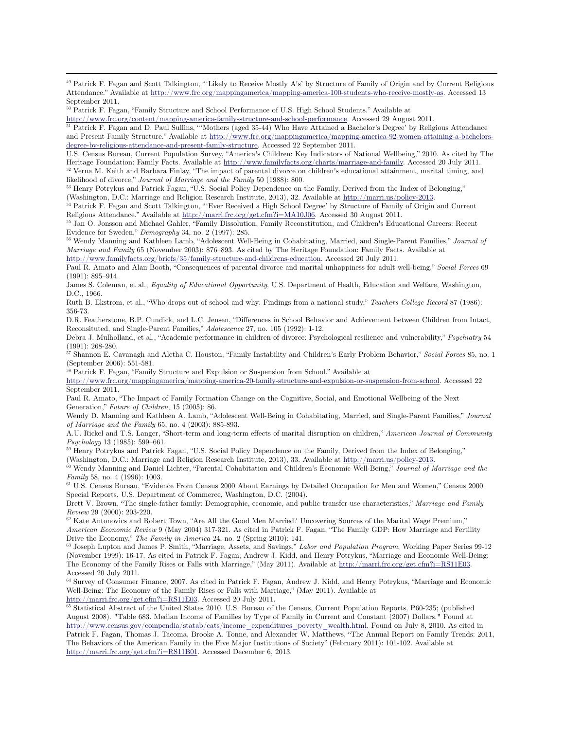[49] Patrick F. Fagan and Scott Talkington, "'Likely to Receive Mostly A's' by Structure of Family of Origin and by Current Religious Attendance." Available at http://www.frc.org/mappingamerica/mapping-america-100-students-who-receive-mostly-as. Accessed 13 September 2011.

[50] Patrick F. Fagan, "Family Structure and School Performance of U.S. High School Students." Available at http://www.frc.org/content/mapping-america-family-structure-and-school-performance. Accessed 29 August 2011.

[51] Patrick F. Fagan and D. Paul Sullins, "'Mothers (aged 35-44) Who Have Attained a Bachelor's Degree' by Religious Attendance and Present Family Structure." Available at http://www.frc.org/mappingamerica/mapping-america-92-women-attaining-a-bachelors-degree-by-religious-attendance-and-present-family-structure. Accessed 22 September 2011.

U.S. Census Bureau, Current Population Survey, "America's Children: Key Indicators of National Wellbeing," 2010. As cited by The Heritage Foundation: Family Facts. Available at http://www.familyfacts.org/charts/marriage-and-family. Accessed 20 July 2011.

[52] Verna M. Keith and Barbara Finlay, "The impact of parental divorce on children's educational attainment, marital timing, and likelihood of divorce," *Journal of Marriage and the Family* 50 (1988): 800.

[53] Henry Potrykus and Patrick Fagan, "U.S. Social Policy Dependence on the Family, Derived from the Index of Belonging," (Washington, D.C.: Marriage and Religion Research Institute, 2013), 32. Available at http://marri.us/policy-2013.

[54] Patrick F. Fagan and Scott Talkington, "'Ever Received a High School Degree' by Structure of Family of Origin and Current Religious Attendance." Available at http://marri.frc.org/get.cfm?i=MA10J06. Accessed 30 August 2011.

[55] Jan O. Jonsson and Michael Gahler, "Family Dissolution, Family Reconstitution, and Children's Educational Careers: Recent Evidence for Sweden," *Demography* 34, no. 2 (1997): 285.

[56] Wendy Manning and Kathleen Lamb, "Adolescent Well-Being in Cohabitating, Married, and Single-Parent Families," *Journal of Marriage and Family* 65 (November 2003): 876–893. As cited by The Heritage Foundation: Family Facts. Available at http://www.familyfacts.org/briefs/35/family-structure-and-childrens-education. Accessed 20 July 2011.

Paul R. Amato and Alan Booth, "Consequences of parental divorce and marital unhappiness for adult well-being," *Social Forces* 69 (1991): 895–914.

James S. Coleman, et al., *Equality of Educational Opportunity*, U.S. Department of Health, Education and Welfare, Washington, D.C., 1966.

Ruth B. Ekstrom, et al., "Who drops out of school and why: Findings from a national study," *Teachers College Record* 87 (1986): 356-73.

D.R. Featherstone, B.P. Cundick, and L.C. Jensen, "Differences in School Behavior and Achievement between Children from Intact, Reconstituted, and Single-Parent Families," *Adolescence* 27, no. 105 (1992): 1-12.

Debra J. Mulholland, et al., "Academic performance in children of divorce: Psychological resilience and vulnerability," *Psychiatry* 54 (1991): 268-280.

[57] Shannon E. Cavanagh and Aletha C. Houston, "Family Instability and Children's Early Problem Behavior," *Social Forces* 85, no. 1 (September 2006): 551-581.

[58] Patrick F. Fagan, "Family Structure and Expulsion or Suspension from School." Available at http://www.frc.org/mappingamerica/mapping-america-20-family-structure-and-expulsion-or-suspension-from-school. Accessed 22 September 2011.

Paul R. Amato, "The Impact of Family Formation Change on the Cognitive, Social, and Emotional Wellbeing of the Next Generation," *Future of Children*, 15 (2005): 86.

Wendy D. Manning and Kathleen A. Lamb, "Adolescent Well-Being in Cohabitating, Married, and Single-Parent Families," *Journal of Marriage and the Family* 65, no. 4 (2003): 885-893.

A.U. Rickel and T.S. Langer, "Short-term and long-term effects of marital disruption on children," *American Journal of Community Psychology* 13 (1985): 599–661.

[59] Henry Potrykus and Patrick Fagan, "U.S. Social Policy Dependence on the Family, Derived from the Index of Belonging," (Washington, D.C.: Marriage and Religion Research Institute, 2013), 33. Available at http://marri.us/policy-2013.

[60] Wendy Manning and Daniel Lichter, "Parental Cohabitation and Children's Economic Well-Being," *Journal of Marriage and the Family* 58, no. 4 (1996): 1003.

[61] U.S. Census Bureau, "Evidence From Census 2000 About Earnings by Detailed Occupation for Men and Women," Census 2000 Special Reports, U.S. Department of Commerce, Washington, D.C. (2004).

Brett V. Brown, "The single-father family: Demographic, economic, and public transfer use characteristics," *Marriage and Family Review* 29 (2000): 203-220.

[62] Kate Antonovics and Robert Town, "Are All the Good Men Married? Uncovering Sources of the Marital Wage Premium," *American Economic Review* 9 (May 2004) 317-321. As cited in Patrick F. Fagan, "The Family GDP: How Marriage and Fertility Drive the Economy," *The Family in America* 24, no. 2 (Spring 2010): 141.

[63] Joseph Lupton and James P. Smith, "Marriage, Assets, and Savings," *Labor and Population Program*, Working Paper Series 99-12 (November 1999): 16-17. As cited in Patrick F. Fagan, Andrew J. Kidd, and Henry Potrykus, "Marriage and Economic Well-Being: The Economy of the Family Rises or Falls with Marriage," (May 2011). Available at http://marri.frc.org/get.cfm?i=RS11E03. Accessed 20 July 2011.

[64] Survey of Consumer Finance, 2007. As cited in Patrick F. Fagan, Andrew J. Kidd, and Henry Potrykus, "Marriage and Economic Well-Being: The Economy of the Family Rises or Falls with Marriage," (May 2011). Available at http://marri.frc.org/get.cfm?i=RS11E03. Accessed 20 July 2011.

[65] Statistical Abstract of the United States 2010. U.S. Bureau of the Census, Current Population Reports, P60-235; (published August 2008). "Table 683. Median Income of Families by Type of Family in Current and Constant (2007) Dollars." Found at http://www.census.gov/compendia/statab/cats/income_expenditures_poverty_wealth.html. Found on July 8, 2010. As cited in Patrick F. Fagan, Thomas J. Tacoma, Brooke A. Tonne, and Alexander W. Matthews, "The Annual Report on Family Trends: 2011, The Behaviors of the American Family in the Five Major Institutions of Society" (February 2011): 101-102. Available at http://marri.frc.org/get.cfm?i=RS11B01. Accessed December 6, 2013.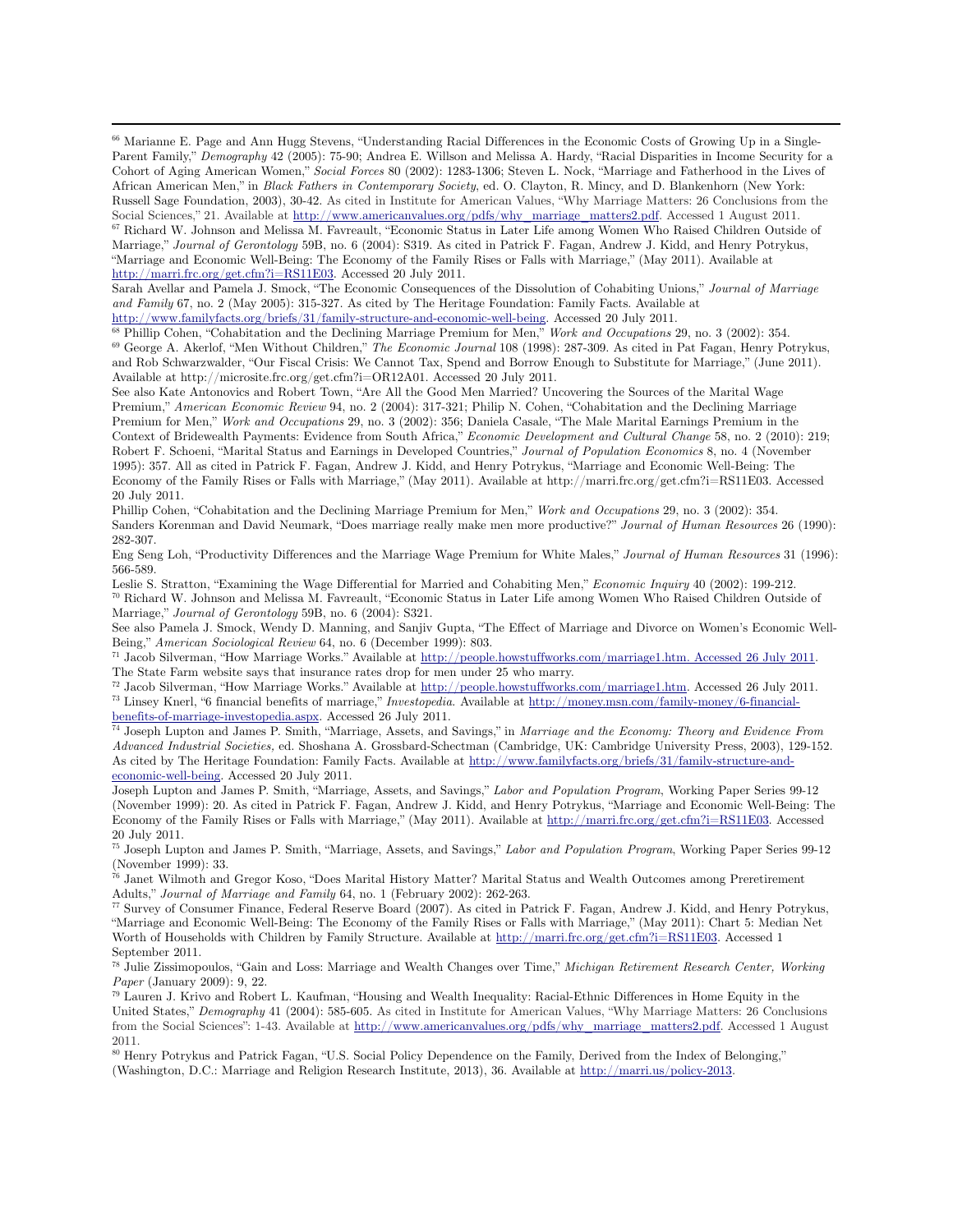[66] Marianne E. Page and Ann Hugg Stevens, "Understanding Racial Differences in the Economic Costs of Growing Up in a Single-Parent Family," *Demography* 42 (2005): 75-90; Andrea E. Willson and Melissa A. Hardy, "Racial Disparities in Income Security for a Cohort of Aging American Women," *Social Forces* 80 (2002): 1283-1306; Steven L. Nock, "Marriage and Fatherhood in the Lives of African American Men," in *Black Fathers in Contemporary Society*, ed. O. Clayton, R. Mincy, and D. Blankenhorn (New York: Russell Sage Foundation, 2003), 30-42. As cited in Institute for American Values, "Why Marriage Matters: 26 Conclusions from the Social Sciences," 21. Available at http://www.americanvalues.org/pdfs/why_marriage_matters2.pdf. Accessed 1 August 2011.

[67] Richard W. Johnson and Melissa M. Favreault, "Economic Status in Later Life among Women Who Raised Children Outside of Marriage," *Journal of Gerontology* 59B, no. 6 (2004): S319. As cited in Patrick F. Fagan, Andrew J. Kidd, and Henry Potrykus, "Marriage and Economic Well-Being: The Economy of the Family Rises or Falls with Marriage," (May 2011). Available at http://marri.frc.org/get.cfm?i=RS11E03. Accessed 20 July 2011.

Sarah Avellar and Pamela J. Smock, "The Economic Consequences of the Dissolution of Cohabiting Unions," *Journal of Marriage and Family* 67, no. 2 (May 2005): 315-327. As cited by The Heritage Foundation: Family Facts. Available at http://www.familyfacts.org/briefs/31/family-structure-and-economic-well-being. Accessed 20 July 2011.

[68] Phillip Cohen, "Cohabitation and the Declining Marriage Premium for Men," *Work and Occupations* 29, no. 3 (2002): 354.

[69] George A. Akerlof, "Men Without Children," *The Economic Journal* 108 (1998): 287-309. As cited in Pat Fagan, Henry Potrykus, and Rob Schwarzwalder, "Our Fiscal Crisis: We Cannot Tax, Spend and Borrow Enough to Substitute for Marriage," (June 2011). Available at http://microsite.frc.org/get.cfm?i=OR12A01. Accessed 20 July 2011.

See also Kate Antonovics and Robert Town, "Are All the Good Men Married? Uncovering the Sources of the Marital Wage Premium," *American Economic Review* 94, no. 2 (2004): 317-321; Philip N. Cohen, "Cohabitation and the Declining Marriage Premium for Men," *Work and Occupations* 29, no. 3 (2002): 356; Daniela Casale, "The Male Marital Earnings Premium in the Context of Bridewealth Payments: Evidence from South Africa," *Economic Development and Cultural Change* 58, no. 2 (2010): 219; Robert F. Schoeni, "Marital Status and Earnings in Developed Countries," *Journal of Population Economics* 8, no. 4 (November 1995): 357. All as cited in Patrick F. Fagan, Andrew J. Kidd, and Henry Potrykus, "Marriage and Economic Well-Being: The Economy of the Family Rises or Falls with Marriage," (May 2011). Available at http://marri.frc.org/get.cfm?i=RS11E03. Accessed 20 July 2011.

Phillip Cohen, "Cohabitation and the Declining Marriage Premium for Men," *Work and Occupations* 29, no. 3 (2002): 354.

Sanders Korenman and David Neumark, "Does marriage really make men more productive?" *Journal of Human Resources* 26 (1990): 282-307.

Eng Seng Loh, "Productivity Differences and the Marriage Wage Premium for White Males," *Journal of Human Resources* 31 (1996): 566-589.

Leslie S. Stratton, "Examining the Wage Differential for Married and Cohabiting Men," *Economic Inquiry* 40 (2002): 199-212.

[70] Richard W. Johnson and Melissa M. Favreault, "Economic Status in Later Life among Women Who Raised Children Outside of Marriage," *Journal of Gerontology* 59B, no. 6 (2004): S321.

See also Pamela J. Smock, Wendy D. Manning, and Sanjiv Gupta, "The Effect of Marriage and Divorce on Women's Economic Well-Being," *American Sociological Review* 64, no. 6 (December 1999): 803.

[71] Jacob Silverman, "How Marriage Works." Available at http://people.howstuffworks.com/marriage1.htm. Accessed 26 July 2011. The State Farm website says that insurance rates drop for men under 25 who marry.

[72] Jacob Silverman, "How Marriage Works." Available at http://people.howstuffworks.com/marriage1.htm. Accessed 26 July 2011.

[73] Linsey Knerl, "6 financial benefits of marriage," *Investopedia*. Available at http://money.msn.com/family-money/6-financial-benefits-of-marriage-investopedia.aspx. Accessed 26 July 2011.

[74] Joseph Lupton and James P. Smith, "Marriage, Assets, and Savings," in *Marriage and the Economy: Theory and Evidence From Advanced Industrial Societies*, ed. Shoshana A. Grossbard-Schectman (Cambridge, UK: Cambridge University Press, 2003), 129-152. As cited by The Heritage Foundation: Family Facts. Available at http://www.familyfacts.org/briefs/31/family-structure-and-economic-well-being. Accessed 20 July 2011.

Joseph Lupton and James P. Smith, "Marriage, Assets, and Savings," *Labor and Population Program*, Working Paper Series 99-12 (November 1999): 20. As cited in Patrick F. Fagan, Andrew J. Kidd, and Henry Potrykus, "Marriage and Economic Well-Being: The Economy of the Family Rises or Falls with Marriage," (May 2011). Available at http://marri.frc.org/get.cfm?i=RS11E03. Accessed 20 July 2011.

[75] Joseph Lupton and James P. Smith, "Marriage, Assets, and Savings," *Labor and Population Program*, Working Paper Series 99-12 (November 1999): 33.

[76] Janet Wilmoth and Gregor Koso, "Does Marital History Matter? Marital Status and Wealth Outcomes among Preretirement Adults," *Journal of Marriage and Family* 64, no. 1 (February 2002): 262-263.

[77] Survey of Consumer Finance, Federal Reserve Board (2007). As cited in Patrick F. Fagan, Andrew J. Kidd, and Henry Potrykus, "Marriage and Economic Well-Being: The Economy of the Family Rises or Falls with Marriage," (May 2011): Chart 5: Median Net Worth of Households with Children by Family Structure. Available at http://marri.frc.org/get.cfm?i=RS11E03. Accessed 1 September 2011.

[78] Julie Zissimopoulos, "Gain and Loss: Marriage and Wealth Changes over Time," *Michigan Retirement Research Center, Working Paper* (January 2009): 9, 22.

[79] Lauren J. Krivo and Robert L. Kaufman, "Housing and Wealth Inequality: Racial-Ethnic Differences in Home Equity in the United States," *Demography* 41 (2004): 585-605. As cited in Institute for American Values, "Why Marriage Matters: 26 Conclusions from the Social Sciences": 1-43. Available at http://www.americanvalues.org/pdfs/why_marriage_matters2.pdf. Accessed 1 August 2011.

[80] Henry Potrykus and Patrick Fagan, "U.S. Social Policy Dependence on the Family, Derived from the Index of Belonging," (Washington, D.C.: Marriage and Religion Research Institute, 2013), 36. Available at http://marri.us/policy-2013.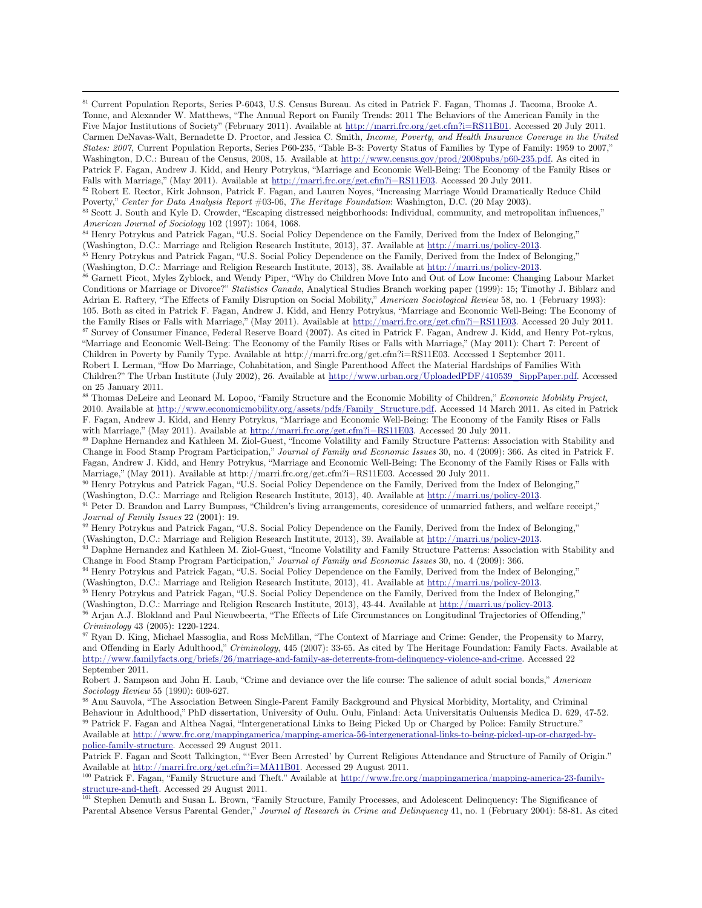[81] Current Population Reports, Series P-6043, U.S. Census Bureau. As cited in Patrick F. Fagan, Thomas J. Tacoma, Brooke A. Tonne, and Alexander W. Matthews, "The Annual Report on Family Trends: 2011 The Behaviors of the American Family in the Five Major Institutions of Society" (February 2011). Available at http://marri.frc.org/get.cfm?i=RS11B01. Accessed 20 July 2011. Carmen DeNavas-Walt, Bernadette D. Proctor, and Jessica C. Smith, *Income, Poverty, and Health Insurance Coverage in the United States: 2007,* Current Population Reports, Series P60-235, "Table B-3: Poverty Status of Families by Type of Family: 1959 to 2007," Washington, D.C.: Bureau of the Census, 2008, 15. Available at http://www.census.gov/prod/2008pubs/p60-235.pdf. As cited in Patrick F. Fagan, Andrew J. Kidd, and Henry Potrykus, "Marriage and Economic Well-Being: The Economy of the Family Rises or Falls with Marriage," (May 2011). Available at http://marri.frc.org/get.cfm?i=RS11E03. Accessed 20 July 2011.

[82] Robert E. Rector, Kirk Johnson, Patrick F. Fagan, and Lauren Noyes, "Increasing Marriage Would Dramatically Reduce Child Poverty," *Center for Data Analysis Report* #03-06, *The Heritage Foundation*: Washington, D.C. (20 May 2003).

[83] Scott J. South and Kyle D. Crowder, "Escaping distressed neighborhoods: Individual, community, and metropolitan influences," *American Journal of Sociology* 102 (1997): 1064, 1068.

[84] Henry Potrykus and Patrick Fagan, "U.S. Social Policy Dependence on the Family, Derived from the Index of Belonging," (Washington, D.C.: Marriage and Religion Research Institute, 2013), 37. Available at http://marri.us/policy-2013.

[85] Henry Potrykus and Patrick Fagan, "U.S. Social Policy Dependence on the Family, Derived from the Index of Belonging," (Washington, D.C.: Marriage and Religion Research Institute, 2013), 38. Available at http://marri.us/policy-2013.

[86] Garnett Picot, Myles Zyblock, and Wendy Piper, "Why do Children Move Into and Out of Low Income: Changing Labour Market Conditions or Marriage or Divorce?" *Statistics Canada*, Analytical Studies Branch working paper (1999): 15; Timothy J. Biblarz and Adrian E. Raftery, "The Effects of Family Disruption on Social Mobility," *American Sociological Review* 58, no. 1 (February 1993): 105. Both as cited in Patrick F. Fagan, Andrew J. Kidd, and Henry Potrykus, "Marriage and Economic Well-Being: The Economy of the Family Rises or Falls with Marriage," (May 2011). Available at http://marri.frc.org/get.cfm?i=RS11E03. Accessed 20 July 2011.

[87] Survey of Consumer Finance, Federal Reserve Board (2007). As cited in Patrick F. Fagan, Andrew J. Kidd, and Henry Pot-rykus, "Marriage and Economic Well-Being: The Economy of the Family Rises or Falls with Marriage," (May 2011): Chart 7: Percent of Children in Poverty by Family Type. Available at http://marri.frc.org/get.cfm?i=RS11E03. Accessed 1 September 2011. Robert I. Lerman, "How Do Marriage, Cohabitation, and Single Parenthood Affect the Material Hardships of Families With Children?" The Urban Institute (July 2002), 26. Available at http://www.urban.org/UploadedPDF/410539_SippPaper.pdf. Accessed on 25 January 2011.

[88] Thomas DeLeire and Leonard M. Lopoo, "Family Structure and the Economic Mobility of Children," *Economic Mobility Project*, 2010. Available at http://www.economicmobility.org/assets/pdfs/Family_Structure.pdf. Accessed 14 March 2011. As cited in Patrick F. Fagan, Andrew J. Kidd, and Henry Potrykus, "Marriage and Economic Well-Being: The Economy of the Family Rises or Falls with Marriage," (May 2011). Available at http://marri.frc.org/get.cfm?i=RS11E03. Accessed 20 July 2011.

[89] Daphne Hernandez and Kathleen M. Ziol-Guest, "Income Volatility and Family Structure Patterns: Association with Stability and Change in Food Stamp Program Participation," *Journal of Family and Economic Issues* 30, no. 4 (2009): 366. As cited in Patrick F. Fagan, Andrew J. Kidd, and Henry Potrykus, "Marriage and Economic Well-Being: The Economy of the Family Rises or Falls with Marriage," (May 2011). Available at http://marri.frc.org/get.cfm?i=RS11E03. Accessed 20 July 2011.

[90] Henry Potrykus and Patrick Fagan, "U.S. Social Policy Dependence on the Family, Derived from the Index of Belonging," (Washington, D.C.: Marriage and Religion Research Institute, 2013), 40. Available at http://marri.us/policy-2013.

[91] Peter D. Brandon and Larry Bumpass, "Children's living arrangements, coresidence of unmarried fathers, and welfare receipt," *Journal of Family Issues* 22 (2001): 19.

[92] Henry Potrykus and Patrick Fagan, "U.S. Social Policy Dependence on the Family, Derived from the Index of Belonging," (Washington, D.C.: Marriage and Religion Research Institute, 2013), 39. Available at http://marri.us/policy-2013.

[93] Daphne Hernandez and Kathleen M. Ziol-Guest, "Income Volatility and Family Structure Patterns: Association with Stability and Change in Food Stamp Program Participation," *Journal of Family and Economic Issues* 30, no. 4 (2009): 366.

[94] Henry Potrykus and Patrick Fagan, "U.S. Social Policy Dependence on the Family, Derived from the Index of Belonging," (Washington, D.C.: Marriage and Religion Research Institute, 2013), 41. Available at http://marri.us/policy-2013.

[95] Henry Potrykus and Patrick Fagan, "U.S. Social Policy Dependence on the Family, Derived from the Index of Belonging," (Washington, D.C.: Marriage and Religion Research Institute, 2013), 43-44. Available at http://marri.us/policy-2013.

[96] Arjan A.J. Blokland and Paul Nieuwbeerta, "The Effects of Life Circumstances on Longitudinal Trajectories of Offending," *Criminology* 43 (2005): 1220-1224.

[97] Ryan D. King, Michael Massoglia, and Ross McMillan, "The Context of Marriage and Crime: Gender, the Propensity to Marry, and Offending in Early Adulthood," *Criminology*, 445 (2007): 33-65. As cited by The Heritage Foundation: Family Facts. Available at http://www.familyfacts.org/briefs/26/marriage-and-family-as-deterrents-from-delinquency-violence-and-crime. Accessed 22 September 2011.
Robert J. Sampson and John H. Laub, "Crime and deviance over the life course: The salience of adult social bonds," *American Sociology Review* 55 (1990): 609-627.

[98] Anu Sauvola, "The Association Between Single-Parent Family Background and Physical Morbidity, Mortality, and Criminal Behaviour in Adulthood," PhD dissertation, University of Oulu. Oulu, Finland: Acta Universitatis Ouluensis Medica D. 629, 47-52.

[99] Patrick F. Fagan and Althea Nagai, "Intergenerational Links to Being Picked Up or Charged by Police: Family Structure." Available at http://www.frc.org/mappingamerica/mapping-america-56-intergenerational-links-to-being-picked-up-or-charged-by-police-family-structure. Accessed 29 August 2011.
Patrick F. Fagan and Scott Talkington, "'Ever Been Arrested' by Current Religious Attendance and Structure of Family of Origin." Available at http://marri.frc.org/get.cfm?i=MA11B01. Accessed 29 August 2011.

[100] Patrick F. Fagan, "Family Structure and Theft." Available at http://www.frc.org/mappingamerica/mapping-america-23-family-structure-and-theft. Accessed 29 August 2011.

[101] Stephen Demuth and Susan L. Brown, "Family Structure, Family Processes, and Adolescent Delinquency: The Significance of Parental Absence Versus Parental Gender," *Journal of Research in Crime and Delinquency* 41, no. 1 (February 2004): 58-81. As cited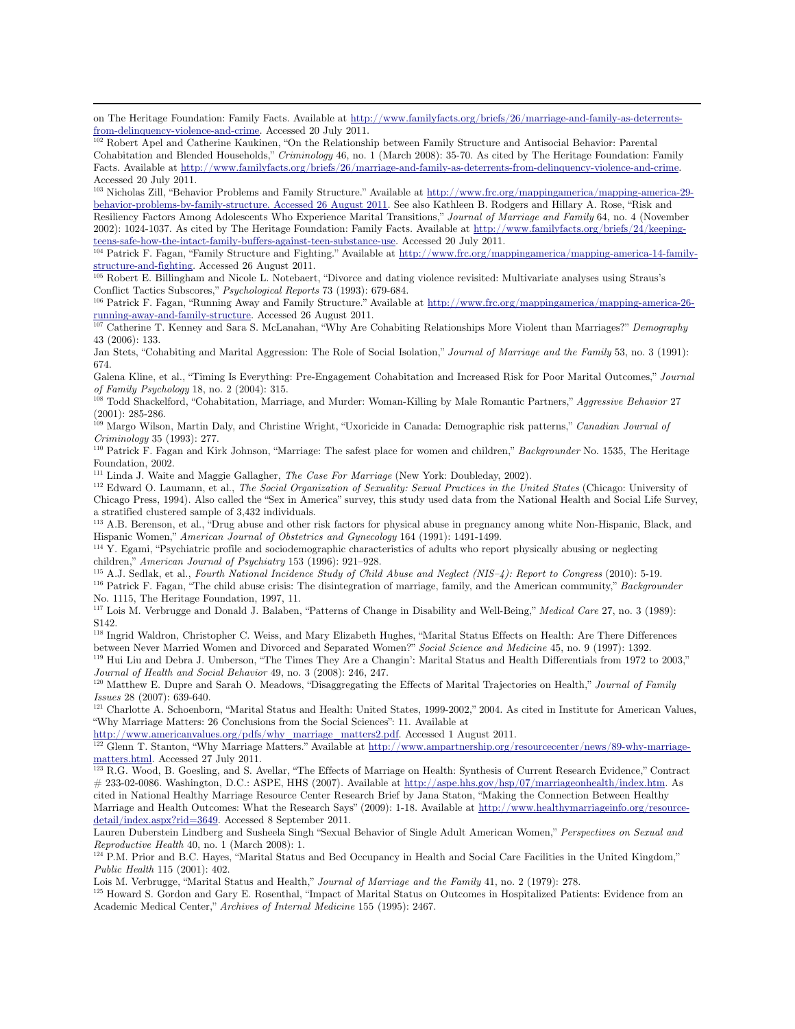on The Heritage Foundation: Family Facts. Available at http://www.familyfacts.org/briefs/26/marriage-and-family-as-deterrents-from-delinquency-violence-and-crime. Accessed 20 July 2011.

[102] Robert Apel and Catherine Kaukinen, "On the Relationship between Family Structure and Antisocial Behavior: Parental Cohabitation and Blended Households," *Criminology* 46, no. 1 (March 2008): 35-70. As cited by The Heritage Foundation: Family Facts. Available at http://www.familyfacts.org/briefs/26/marriage-and-family-as-deterrents-from-delinquency-violence-and-crime. Accessed 20 July 2011.

[103] Nicholas Zill, "Behavior Problems and Family Structure." Available at http://www.frc.org/mappingamerica/mapping-america-29-behavior-problems-by-family-structure. Accessed 26 August 2011. See also Kathleen B. Rodgers and Hillary A. Rose, "Risk and Resiliency Factors Among Adolescents Who Experience Marital Transitions," *Journal of Marriage and Family* 64, no. 4 (November 2002): 1024-1037. As cited by The Heritage Foundation: Family Facts. Available at http://www.familyfacts.org/briefs/24/keeping-teens-safe-how-the-intact-family-buffers-against-teen-substance-use. Accessed 20 July 2011.

[104] Patrick F. Fagan, "Family Structure and Fighting." Available at http://www.frc.org/mappingamerica/mapping-america-14-family-structure-and-fighting. Accessed 26 August 2011.

[105] Robert E. Billingham and Nicole L. Notebaert, "Divorce and dating violence revisited: Multivariate analyses using Straus's Conflict Tactics Subscores," *Psychological Reports* 73 (1993): 679-684.

[106] Patrick F. Fagan, "Running Away and Family Structure." Available at http://www.frc.org/mappingamerica/mapping-america-26-running-away-and-family-structure. Accessed 26 August 2011.

[107] Catherine T. Kenney and Sara S. McLanahan, "Why Are Cohabiting Relationships More Violent than Marriages?" *Demography* 43 (2006): 133.

Jan Stets, "Cohabiting and Marital Aggression: The Role of Social Isolation," *Journal of Marriage and the Family* 53, no. 3 (1991): 674.

Galena Kline, et al., "Timing Is Everything: Pre-Engagement Cohabitation and Increased Risk for Poor Marital Outcomes," *Journal of Family Psychology* 18, no. 2 (2004): 315.

[108] Todd Shackelford, "Cohabitation, Marriage, and Murder: Woman-Killing by Male Romantic Partners," *Aggressive Behavior* 27 (2001): 285-286.

[109] Margo Wilson, Martin Daly, and Christine Wright, "Uxoricide in Canada: Demographic risk patterns," *Canadian Journal of Criminology* 35 (1993): 277.

[110] Patrick F. Fagan and Kirk Johnson, "Marriage: The safest place for women and children," *Backgrounder* No. 1535, The Heritage Foundation, 2002.

[111] Linda J. Waite and Maggie Gallagher, *The Case For Marriage* (New York: Doubleday, 2002).

[112] Edward O. Laumann, et al., *The Social Organization of Sexuality: Sexual Practices in the United States* (Chicago: University of Chicago Press, 1994). Also called the "Sex in America" survey, this study used data from the National Health and Social Life Survey, a stratified clustered sample of 3,432 individuals.

[113] A.B. Berenson, et al., "Drug abuse and other risk factors for physical abuse in pregnancy among white Non-Hispanic, Black, and Hispanic Women," *American Journal of Obstetrics and Gynecology* 164 (1991): 1491-1499.

[114] Y. Egami, "Psychiatric profile and sociodemographic characteristics of adults who report physically abusing or neglecting children," *American Journal of Psychiatry* 153 (1996): 921–928.

[115] A.J. Sedlak, et al., *Fourth National Incidence Study of Child Abuse and Neglect (NIS–4): Report to Congress* (2010): 5-19.

[116] Patrick F. Fagan, "The child abuse crisis: The disintegration of marriage, family, and the American community," *Backgrounder* No. 1115, The Heritage Foundation, 1997, 11.

[117] Lois M. Verbrugge and Donald J. Balaben, "Patterns of Change in Disability and Well-Being," *Medical Care* 27, no. 3 (1989): S142.

[118] Ingrid Waldron, Christopher C. Weiss, and Mary Elizabeth Hughes, "Marital Status Effects on Health: Are There Differences between Never Married Women and Divorced and Separated Women?" *Social Science and Medicine* 45, no. 9 (1997): 1392.

[119] Hui Liu and Debra J. Umberson, "The Times They Are a Changin': Marital Status and Health Differentials from 1972 to 2003," *Journal of Health and Social Behavior* 49, no. 3 (2008): 246, 247.

[120] Matthew E. Dupre and Sarah O. Meadows, "Disaggregating the Effects of Marital Trajectories on Health," *Journal of Family Issues* 28 (2007): 639-640.

[121] Charlotte A. Schoenborn, "Marital Status and Health: United States, 1999-2002," 2004. As cited in Institute for American Values, "Why Marriage Matters: 26 Conclusions from the Social Sciences": 11. Available at http://www.americanvalues.org/pdfs/why_marriage_matters2.pdf. Accessed 1 August 2011.

[122] Glenn T. Stanton, "Why Marriage Matters." Available at http://www.ampartnership.org/resourcecenter/news/89-why-marriage-matters.html. Accessed 27 July 2011.

[123] R.G. Wood, B. Goesling, and S. Avellar, "The Effects of Marriage on Health: Synthesis of Current Research Evidence," Contract # 233-02-0086. Washington, D.C.: ASPE, HHS (2007). Available at http://aspe.hhs.gov/hsp/07/marriageonhealth/index.htm. As cited in National Healthy Marriage Resource Center Research Brief by Jana Staton, "Making the Connection Between Healthy Marriage and Health Outcomes: What the Research Says" (2009): 1-18. Available at http://www.healthymarriageinfo.org/resource-detail/index.aspx?rid=3649. Accessed 8 September 2011.

Lauren Duberstein Lindberg and Susheela Singh "Sexual Behavior of Single Adult American Women," *Perspectives on Sexual and Reproductive Health* 40, no. 1 (March 2008): 1.

[124] P.M. Prior and B.C. Hayes, "Marital Status and Bed Occupancy in Health and Social Care Facilities in the United Kingdom," *Public Health* 115 (2001): 402.

Lois M. Verbrugge, "Marital Status and Health," *Journal of Marriage and the Family* 41, no. 2 (1979): 278.

[125] Howard S. Gordon and Gary E. Rosenthal, "Impact of Marital Status on Outcomes in Hospitalized Patients: Evidence from an Academic Medical Center," *Archives of Internal Medicine* 155 (1995): 2467.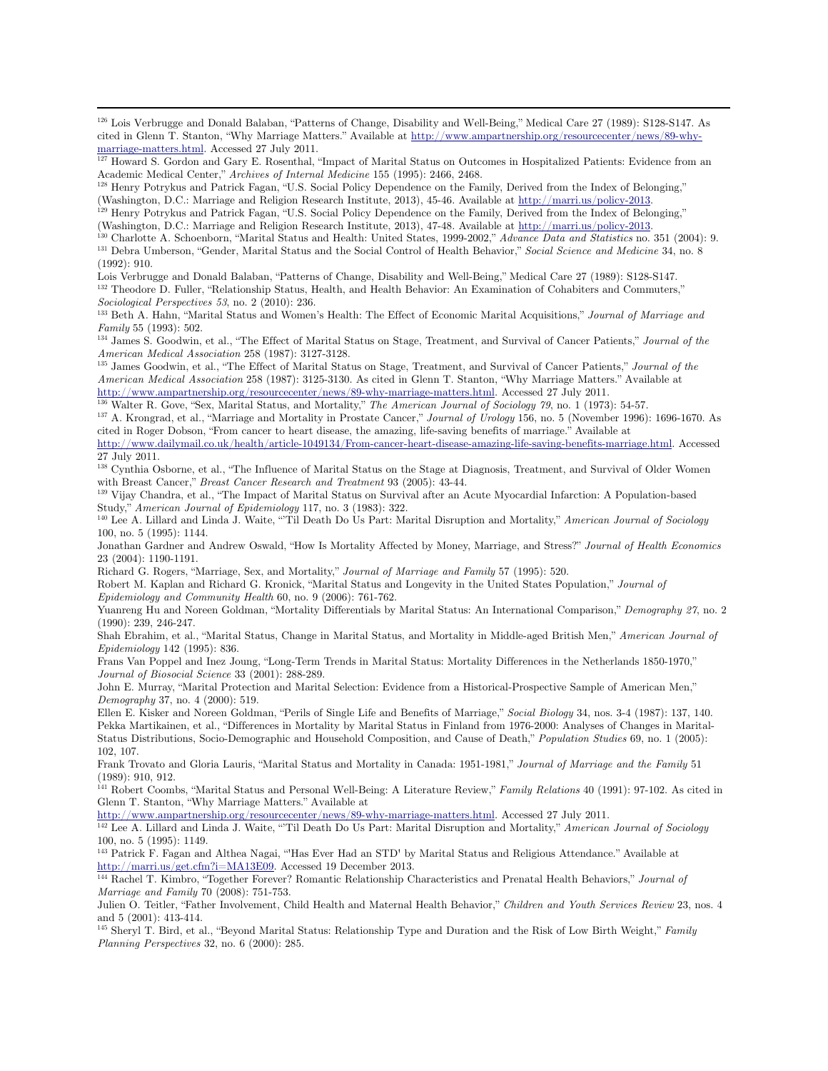[126] Lois Verbrugge and Donald Balaban, "Patterns of Change, Disability and Well-Being," Medical Care 27 (1989): S128-S147. As cited in Glenn T. Stanton, "Why Marriage Matters." Available at http://www.ampartnership.org/resourcecenter/news/89-why-marriage-matters.html. Accessed 27 July 2011.

[127] Howard S. Gordon and Gary E. Rosenthal, "Impact of Marital Status on Outcomes in Hospitalized Patients: Evidence from an Academic Medical Center," *Archives of Internal Medicine* 155 (1995): 2466, 2468.

[128] Henry Potrykus and Patrick Fagan, "U.S. Social Policy Dependence on the Family, Derived from the Index of Belonging," (Washington, D.C.: Marriage and Religion Research Institute, 2013), 45-46. Available at http://marri.us/policy-2013.

[129] Henry Potrykus and Patrick Fagan, "U.S. Social Policy Dependence on the Family, Derived from the Index of Belonging," (Washington, D.C.: Marriage and Religion Research Institute, 2013), 47-48. Available at http://marri.us/policy-2013.

[130] Charlotte A. Schoenborn, "Marital Status and Health: United States, 1999-2002," *Advance Data and Statistics* no. 351 (2004): 9.

[131] Debra Umberson, "Gender, Marital Status and the Social Control of Health Behavior," *Social Science and Medicine* 34, no. 8 (1992): 910.

Lois Verbrugge and Donald Balaban, "Patterns of Change, Disability and Well-Being," Medical Care 27 (1989): S128-S147.

[132] Theodore D. Fuller, "Relationship Status, Health, and Health Behavior: An Examination of Cohabiters and Commuters," *Sociological Perspectives 53*, no. 2 (2010): 236.

[133] Beth A. Hahn, "Marital Status and Women's Health: The Effect of Economic Marital Acquisitions," *Journal of Marriage and Family* 55 (1993): 502.

[134] James S. Goodwin, et al., "The Effect of Marital Status on Stage, Treatment, and Survival of Cancer Patients," *Journal of the American Medical Association* 258 (1987): 3127-3128.

[135] James Goodwin, et al., "The Effect of Marital Status on Stage, Treatment, and Survival of Cancer Patients," *Journal of the American Medical Association* 258 (1987): 3125-3130. As cited in Glenn T. Stanton, "Why Marriage Matters." Available at http://www.ampartnership.org/resourcecenter/news/89-why-marriage-matters.html. Accessed 27 July 2011.

[136] Walter R. Gove, "Sex, Marital Status, and Mortality," *The American Journal of Sociology 79*, no. 1 (1973): 54-57.

[137] A. Krongrad, et al., "Marriage and Mortality in Prostate Cancer," *Journal of Urology* 156, no. 5 (November 1996): 1696-1670. As cited in Roger Dobson, "From cancer to heart disease, the amazing, life-saving benefits of marriage." Available at http://www.dailymail.co.uk/health/article-1049134/From-cancer-heart-disease-amazing-life-saving-benefits-marriage.html. Accessed 27 July 2011.

[138] Cynthia Osborne, et al., "The Influence of Marital Status on the Stage at Diagnosis, Treatment, and Survival of Older Women with Breast Cancer," *Breast Cancer Research and Treatment* 93 (2005): 43-44.

[139] Vijay Chandra, et al., "The Impact of Marital Status on Survival after an Acute Myocardial Infarction: A Population-based Study," *American Journal of Epidemiology* 117, no. 3 (1983): 322.

[140] Lee A. Lillard and Linda J. Waite, "'Til Death Do Us Part: Marital Disruption and Mortality," *American Journal of Sociology* 100, no. 5 (1995): 1144.

Jonathan Gardner and Andrew Oswald, "How Is Mortality Affected by Money, Marriage, and Stress?" *Journal of Health Economics* 23 (2004): 1190-1191.

Richard G. Rogers, "Marriage, Sex, and Mortality," *Journal of Marriage and Family* 57 (1995): 520.

Robert M. Kaplan and Richard G. Kronick, "Marital Status and Longevity in the United States Population," *Journal of Epidemiology and Community Health* 60, no. 9 (2006): 761-762.

Yuanreng Hu and Noreen Goldman, "Mortality Differentials by Marital Status: An International Comparison," *Demography 27*, no. 2 (1990): 239, 246-247.

Shah Ebrahim, et al., "Marital Status, Change in Marital Status, and Mortality in Middle-aged British Men," *American Journal of Epidemiology* 142 (1995): 836.

Frans Van Poppel and Inez Joung, "Long-Term Trends in Marital Status: Mortality Differences in the Netherlands 1850-1970," *Journal of Biosocial Science* 33 (2001): 288-289.

John E. Murray, "Marital Protection and Marital Selection: Evidence from a Historical-Prospective Sample of American Men," *Demography* 37, no. 4 (2000): 519.

Ellen E. Kisker and Noreen Goldman, "Perils of Single Life and Benefits of Marriage," *Social Biology* 34, nos. 3-4 (1987): 137, 140.

Pekka Martikainen, et al., "Differences in Mortality by Marital Status in Finland from 1976-2000: Analyses of Changes in Marital-Status Distributions, Socio-Demographic and Household Composition, and Cause of Death," *Population Studies* 69, no. 1 (2005): 102, 107.

Frank Trovato and Gloria Lauris, "Marital Status and Mortality in Canada: 1951-1981," *Journal of Marriage and the Family* 51 (1989): 910, 912.

[141] Robert Coombs, "Marital Status and Personal Well-Being: A Literature Review," *Family Relations* 40 (1991): 97-102. As cited in Glenn T. Stanton, "Why Marriage Matters." Available at http://www.ampartnership.org/resourcecenter/news/89-why-marriage-matters.html. Accessed 27 July 2011.

[142] Lee A. Lillard and Linda J. Waite, "'Til Death Do Us Part: Marital Disruption and Mortality," *American Journal of Sociology* 100, no. 5 (1995): 1149.

[143] Patrick F. Fagan and Althea Nagai, "'Has Ever Had an STD' by Marital Status and Religious Attendance." Available at http://marri.us/get.cfm?i=MA13E09. Accessed 19 December 2013.

[144] Rachel T. Kimbro, "Together Forever? Romantic Relationship Characteristics and Prenatal Health Behaviors," *Journal of Marriage and Family* 70 (2008): 751-753.

Julien O. Teitler, "Father Involvement, Child Health and Maternal Health Behavior," *Children and Youth Services Review* 23, nos. 4 and 5 (2001): 413-414.

[145] Sheryl T. Bird, et al., "Beyond Marital Status: Relationship Type and Duration and the Risk of Low Birth Weight," *Family Planning Perspectives* 32, no. 6 (2000): 285.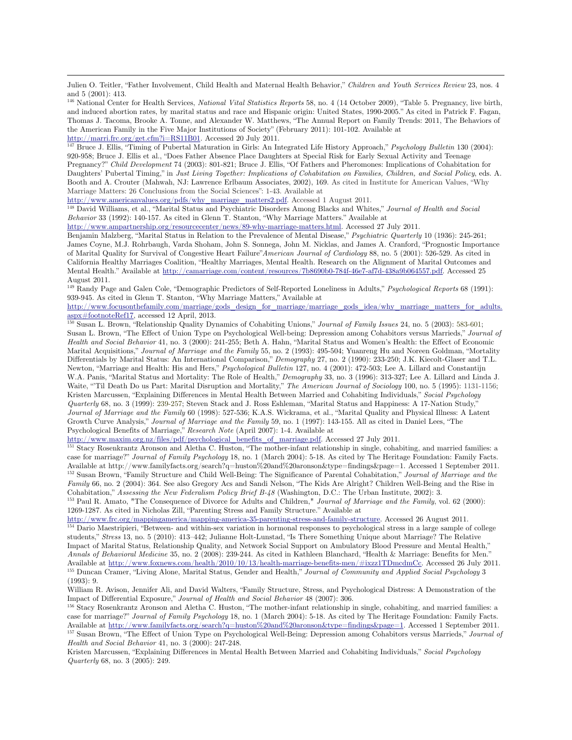Julien O. Teitler, "Father Involvement, Child Health and Maternal Health Behavior," *Children and Youth Services Review* 23, nos. 4 and 5 (2001): 413.

[146] National Center for Health Services, *National Vital Statistics Reports* 58, no. 4 (14 October 2009), "Table 5. Pregnancy, live birth, and induced abortion rates, by marital status and race and Hispanic origin: United States, 1990-2005." As cited in Patrick F. Fagan, Thomas J. Tacoma, Brooke A. Tonne, and Alexander W. Matthews, "The Annual Report on Family Trends: 2011, The Behaviors of the American Family in the Five Major Institutions of Society" (February 2011): 101-102. Available at http://marri.frc.org/get.cfm?i=RS11B01. Accessed 20 July 2011.

[147] Bruce J. Ellis, "Timing of Pubertal Maturation in Girls: An Integrated Life History Approach," *Psychology Bulletin* 130 (2004): 920-958; Bruce J. Ellis et al., "Does Father Absence Place Daughters at Special Risk for Early Sexual Activity and Teenage Pregnancy?" *Child Development* 74 (2003): 801-821; Bruce J. Ellis, "Of Fathers and Pheromones: Implications of Cohabitation for Daughters' Pubertal Timing," in *Just Living Together: Implications of Cohabitation on Families, Children, and Social Policy*, eds. A. Booth and A. Crouter (Mahwah, NJ: Lawrence Erlbaum Associates, 2002), 169. As cited in Institute for American Values, "Why Marriage Matters: 26 Conclusions from the Social Sciences": 1-43. Available at http://www.americanvalues.org/pdfs/why_marriage_matters2.pdf. Accessed 1 August 2011.

[148] David Williams, et al., "Marital Status and Psychiatric Disorders Among Blacks and Whites," *Journal of Health and Social Behavior* 33 (1992): 140-157. As cited in Glenn T. Stanton, "Why Marriage Matters." Available at http://www.ampartnership.org/resourcecenter/news/89-why-marriage-matters.html. Accessed 27 July 2011.

Benjamin Malzberg, "Marital Status in Relation to the Prevalence of Mental Disease," *Psychiatric Quarterly* 10 (1936): 245-261; James Coyne, M.J. Rohrbaugh, Varda Shoham, John S. Sonnega, John M. Nicklas, and James A. Cranford, "Prognostic Importance of Marital Quality for Survival of Congestive Heart Failure"*American Journal of Cardiology* 88, no. 5 (2001): 526-529. As cited in California Healthy Marriages Coalition, "Healthy Marriages, Mental Health. Research on the Alignment of Marital Outcomes and Mental Health." Available at http://camarriage.com/content/resources/7b8690b0-784f-46e7-af7d-438a9b064557.pdf. Accessed 25 August 2011.

[149] Randy Page and Galen Cole, "Demographic Predictors of Self-Reported Loneliness in Adults," *Psychological Reports* 68 (1991): 939-945. As cited in Glenn T. Stanton, "Why Marriage Matters," Available at http://www.focusonthefamily.com/marriage/gods_design_for_marriage/marriage_gods_idea/why_marriage_matters_for_adults.aspx#footnoteRef17, accessed 12 April, 2013.

[150] Susan L. Brown, "Relationship Quality Dynamics of Cohabiting Unions," *Journal of Family Issues* 24, no. 5 (2003): 583-601; Susan L. Brown, "The Effect of Union Type on Psychological Well-being: Depression among Cohabitors versus Marrieds," *Journal of Health and Social Behavior* 41, no. 3 (2000): 241-255; Beth A. Hahn, "Marital Status and Women's Health: the Effect of Economic Marital Acquisitions," *Journal of Marriage and the Family* 55, no. 2 (1993): 495-504; Yuanreng Hu and Noreen Goldman, "Mortality Differentials by Marital Status: An International Comparison," *Demography* 27, no. 2 (1990): 233-250; J.K. Kiecolt-Glaser and T.L. Newton, "Marriage and Health: His and Hers," *Psychological Bulletin* 127, no. 4 (2001): 472-503; Lee A. Lillard and Constantijn W.A. Panis, "Marital Status and Mortality: The Role of Health," *Demography* 33, no. 3 (1996): 313-327; Lee A. Lillard and Linda J. Waite, "'Til Death Do us Part: Marital Disruption and Mortality," *The American Journal of Sociology* 100, no. 5 (1995): 1131-1156; Kristen Marcussen, "Explaining Differences in Mental Health Between Married and Cohabiting Individuals," *Social Psychology Quarterly* 68, no. 3 (1999): 239-257; Steven Stack and J. Ross Eshleman, "Marital Status and Happiness: A 17-Nation Study," *Journal of Marriage and the Family* 60 (1998): 527-536; K.A.S. Wickrama, et al., "Marital Quality and Physical Illness: A Latent Growth Curve Analysis," *Journal of Marriage and the Family* 59, no. 1 (1997): 143-155. All as cited in Daniel Lees, "The Psychological Benefits of Marriage," *Research Note* (April 2007): 1-4. Available at http://www.maxim.org.nz/files/pdf/psychological_benefits_of_marriage.pdf. Accessed 27 July 2011.

[151] Stacy Rosenkrantz Aronson and Aletha C. Huston, "The mother-infant relationship in single, cohabiting, and married families: a case for marriage?" *Journal of Family Psychology* 18, no. 1 (March 2004): 5-18. As cited by The Heritage Foundation: Family Facts. Available at http://www.familyfacts.org/search?q=huston%20and%20aronson&type=findings&page=1. Accessed 1 September 2011.

[152] Susan Brown, "Family Structure and Child Well-Being: The Significance of Parental Cohabitation," *Journal of Marriage and the Family* 66, no. 2 (2004): 364. See also Gregory Acs and Sandi Nelson, "The Kids Are Alright? Children Well-Being and the Rise in Cohabitation," *Assessing the New Federalism Policy Brief B-48* (Washington, D.C.: The Urban Institute, 2002): 3.

[153] Paul R. Amato, "The Consequence of Divorce for Adults and Children," *Journal of Marriage and the Family*, vol. 62 (2000): 1269-1287. As cited in Nicholas Zill, "Parenting Stress and Family Structure." Available at http://www.frc.org/mappingamerica/mapping-america-35-parenting-stress-and-family-structure. Accessed 26 August 2011.

[154] Dario Maestripieri, "Between- and within-sex variation in hormonal responses to psychological stress in a large sample of college students," *Stress* 13, no. 5 (2010): 413–442; Julianne Holt-Lunstad, "Is There Something Unique about Marriage? The Relative Impact of Marital Status, Relationship Quality, and Network Social Support on Ambulatory Blood Pressure and Mental Health," *Annals of Behavioral Medicine* 35, no. 2 (2008): 239-244. As cited in Kathleen Blanchard, "Health & Marriage: Benefits for Men." Available at http://www.foxnews.com/health/2010/10/13/health-marriage-benefits-men/#ixzz1TDmcdmCc. Accessed 26 July 2011.

[155] Duncan Cramer, "Living Alone, Marital Status, Gender and Health," *Journal of Community and Applied Social Psychology* 3 (1993): 9.

William R. Avison, Jennifer Ali, and David Walters, "Family Structure, Stress, and Psychological Distress: A Demonstration of the Impact of Differential Exposure," *Journal of Health and Social Behavior* 48 (2007): 306.

[156] Stacy Rosenkrantz Aronson and Aletha C. Huston, "The mother-infant relationship in single, cohabiting, and married families: a case for marriage?" *Journal of Family Psychology* 18, no. 1 (March 2004): 5-18. As cited by The Heritage Foundation: Family Facts. Available at http://www.familyfacts.org/search?q=huston%20and%20aronson&type=findings&page=1. Accessed 1 September 2011.

[157] Susan Brown, "The Effect of Union Type on Psychological Well-Being: Depression among Cohabitors versus Marrieds," *Journal of Health and Social Behavior* 41, no. 3 (2000): 247-248.

Kristen Marcussen, "Explaining Differences in Mental Health Between Married and Cohabiting Individuals," *Social Psychology Quarterly* 68, no. 3 (2005): 249.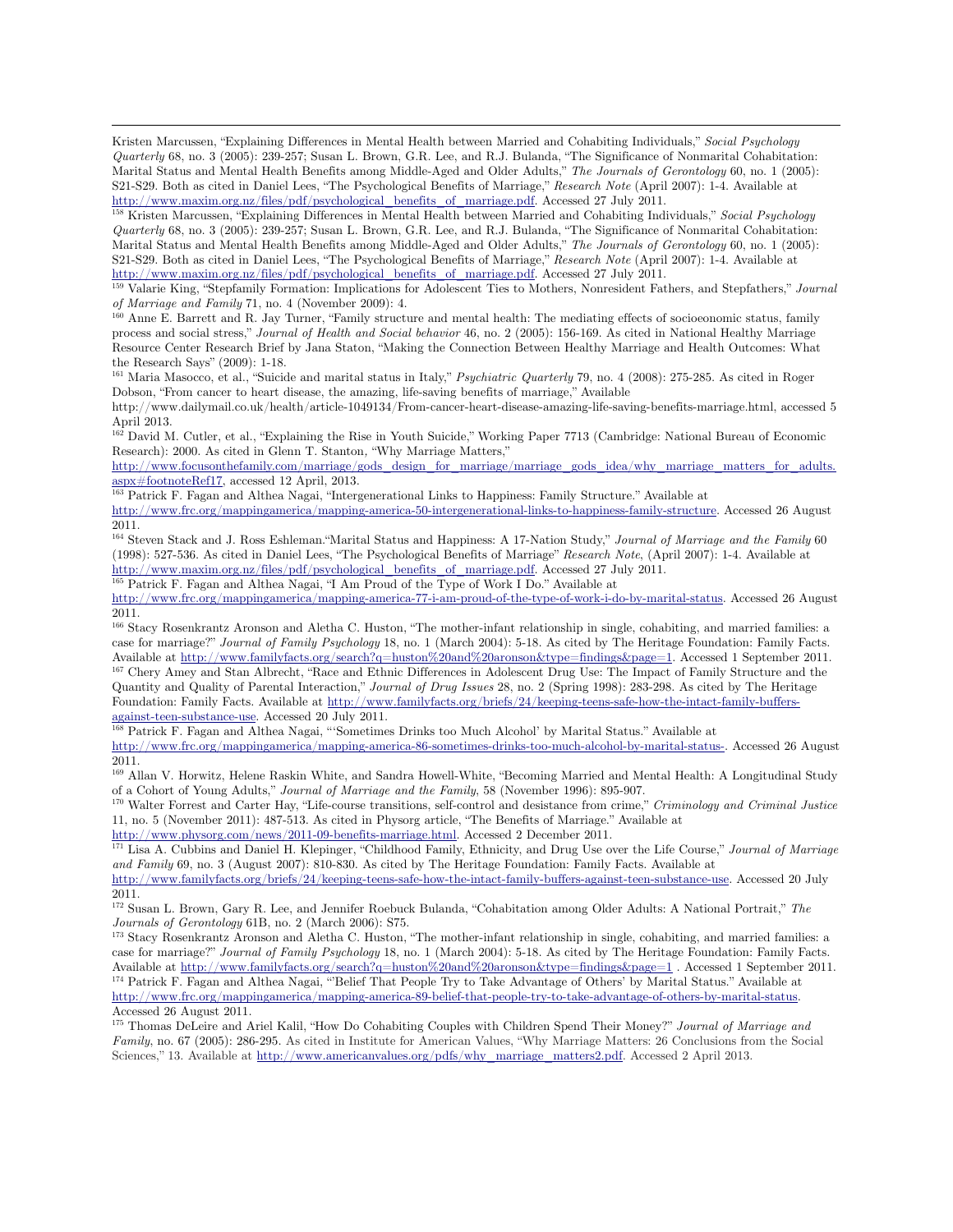Kristen Marcussen, "Explaining Differences in Mental Health between Married and Cohabiting Individuals," *Social Psychology Quarterly* 68, no. 3 (2005): 239-257; Susan L. Brown, G.R. Lee, and R.J. Bulanda, "The Significance of Nonmarital Cohabitation: Marital Status and Mental Health Benefits among Middle-Aged and Older Adults," *The Journals of Gerontology* 60, no. 1 (2005): S21-S29. Both as cited in Daniel Lees, "The Psychological Benefits of Marriage," *Research Note* (April 2007): 1-4. Available at http://www.maxim.org.nz/files/pdf/psychological_benefits_of_marriage.pdf. Accessed 27 July 2011.

[158] Kristen Marcussen, "Explaining Differences in Mental Health between Married and Cohabiting Individuals," *Social Psychology Quarterly* 68, no. 3 (2005): 239-257; Susan L. Brown, G.R. Lee, and R.J. Bulanda, "The Significance of Nonmarital Cohabitation: Marital Status and Mental Health Benefits among Middle-Aged and Older Adults," *The Journals of Gerontology* 60, no. 1 (2005): S21-S29. Both as cited in Daniel Lees, "The Psychological Benefits of Marriage," *Research Note* (April 2007): 1-4. Available at http://www.maxim.org.nz/files/pdf/psychological_benefits_of_marriage.pdf. Accessed 27 July 2011.

[159] Valarie King, "Stepfamily Formation: Implications for Adolescent Ties to Mothers, Nonresident Fathers, and Stepfathers," *Journal of Marriage and Family* 71, no. 4 (November 2009): 4.

[160] Anne E. Barrett and R. Jay Turner, "Family structure and mental health: The mediating effects of socioeconomic status, family process and social stress," *Journal of Health and Social behavior* 46, no. 2 (2005): 156-169. As cited in National Healthy Marriage Resource Center Research Brief by Jana Staton, "Making the Connection Between Healthy Marriage and Health Outcomes: What the Research Says" (2009): 1-18.

[161] Maria Masocco, et al., "Suicide and marital status in Italy," *Psychiatric Quarterly* 79, no. 4 (2008): 275-285. As cited in Roger Dobson, "From cancer to heart disease, the amazing, life-saving benefits of marriage," Available http://www.dailymail.co.uk/health/article-1049134/From-cancer-heart-disease-amazing-life-saving-benefits-marriage.html, accessed 5 April 2013.

[162] David M. Cutler, et al., "Explaining the Rise in Youth Suicide," Working Paper 7713 (Cambridge: National Bureau of Economic Research): 2000. As cited in Glenn T. Stanton, "Why Marriage Matters," http://www.focusonthefamily.com/marriage/gods_design_for_marriage/marriage_gods_idea/why_marriage_matters_for_adults.aspx#footnoteRef17, accessed 12 April, 2013.

[163] Patrick F. Fagan and Althea Nagai, "Intergenerational Links to Happiness: Family Structure." Available at http://www.frc.org/mappingamerica/mapping-america-50-intergenerational-links-to-happiness-family-structure. Accessed 26 August 2011.

[164] Steven Stack and J. Ross Eshleman."Marital Status and Happiness: A 17-Nation Study," *Journal of Marriage and the Family* 60 (1998): 527-536. As cited in Daniel Lees, "The Psychological Benefits of Marriage" *Research Note*, (April 2007): 1-4. Available at http://www.maxim.org.nz/files/pdf/psychological_benefits_of_marriage.pdf. Accessed 27 July 2011.

[165] Patrick F. Fagan and Althea Nagai, "I Am Proud of the Type of Work I Do." Available at http://www.frc.org/mappingamerica/mapping-america-77-i-am-proud-of-the-type-of-work-i-do-by-marital-status. Accessed 26 August 2011.

[166] Stacy Rosenkrantz Aronson and Aletha C. Huston, "The mother-infant relationship in single, cohabiting, and married families: a case for marriage?" *Journal of Family Psychology* 18, no. 1 (March 2004): 5-18. As cited by The Heritage Foundation: Family Facts. Available at http://www.familyfacts.org/search?q=huston%20and%20aronson&type=findings&page=1. Accessed 1 September 2011.

[167] Chery Amey and Stan Albrecht, "Race and Ethnic Differences in Adolescent Drug Use: The Impact of Family Structure and the Quantity and Quality of Parental Interaction," *Journal of Drug Issues* 28, no. 2 (Spring 1998): 283-298. As cited by The Heritage Foundation: Family Facts. Available at http://www.familyfacts.org/briefs/24/keeping-teens-safe-how-the-intact-family-buffers-against-teen-substance-use. Accessed 20 July 2011.

[168] Patrick F. Fagan and Althea Nagai, "'Sometimes Drinks too Much Alcohol' by Marital Status." Available at http://www.frc.org/mappingamerica/mapping-america-86-sometimes-drinks-too-much-alcohol-by-marital-status-. Accessed 26 August 2011.

[169] Allan V. Horwitz, Helene Raskin White, and Sandra Howell-White, "Becoming Married and Mental Health: A Longitudinal Study of a Cohort of Young Adults," *Journal of Marriage and the Family*, 58 (November 1996): 895-907.

[170] Walter Forrest and Carter Hay, "Life-course transitions, self-control and desistance from crime," *Criminology and Criminal Justice* 11, no. 5 (November 2011): 487-513. As cited in Physorg article, "The Benefits of Marriage." Available at http://www.physorg.com/news/2011-09-benefits-marriage.html. Accessed 2 December 2011.

[171] Lisa A. Cubbins and Daniel H. Klepinger, "Childhood Family, Ethnicity, and Drug Use over the Life Course," *Journal of Marriage and Family* 69, no. 3 (August 2007): 810-830. As cited by The Heritage Foundation: Family Facts. Available at http://www.familyfacts.org/briefs/24/keeping-teens-safe-how-the-intact-family-buffers-against-teen-substance-use. Accessed 20 July 2011.

[172] Susan L. Brown, Gary R. Lee, and Jennifer Roebuck Bulanda, "Cohabitation among Older Adults: A National Portrait," *The Journals of Gerontology* 61B, no. 2 (March 2006): S75.

[173] Stacy Rosenkrantz Aronson and Aletha C. Huston, "The mother-infant relationship in single, cohabiting, and married families: a case for marriage?" *Journal of Family Psychology* 18, no. 1 (March 2004): 5-18. As cited by The Heritage Foundation: Family Facts. Available at http://www.familyfacts.org/search?q=huston%20and%20aronson&type=findings&page=1 . Accessed 1 September 2011.

[174] Patrick F. Fagan and Althea Nagai, "'Belief That People Try to Take Advantage of Others' by Marital Status." Available at http://www.frc.org/mappingamerica/mapping-america-89-belief-that-people-try-to-take-advantage-of-others-by-marital-status. Accessed 26 August 2011.

[175] Thomas DeLeire and Ariel Kalil, "How Do Cohabiting Couples with Children Spend Their Money?" *Journal of Marriage and Family*, no. 67 (2005): 286-295. As cited in Institute for American Values, "Why Marriage Matters: 26 Conclusions from the Social Sciences," 13. Available at http://www.americanvalues.org/pdfs/why_marriage_matters2.pdf. Accessed 2 April 2013.